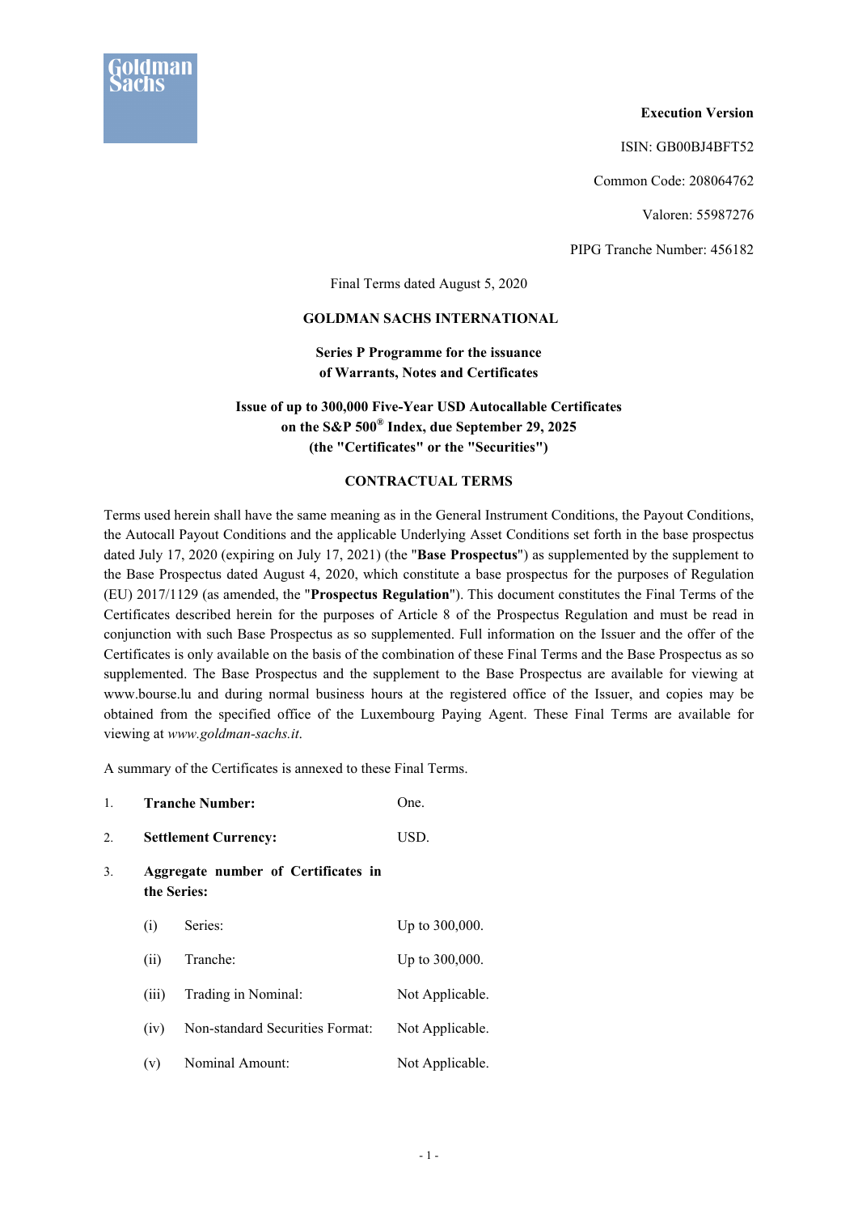**Execution Version**

ISIN: GB00BJ4BFT52

Common Code: 208064762

Valoren: 55987276

PIPG Tranche Number: 456182

Final Terms dated August 5, 2020

**GOLDMAN SACHS INTERNATIONAL**

**Series P Programme for the issuance of Warrants, Notes and Certificates**

**Issue of up to 300,000 Five-Year USD Autocallable Certificates on the S&P 500® Index, due September 29, 2025 (the "Certificates" or the "Securities")**

**CONTRACTUAL TERMS**

Terms used herein shall have the same meaning as in the General Instrument Conditions, the Payout Conditions, the Autocall Payout Conditions and the applicable Underlying Asset Conditions set forth in the base prospectus dated July 17, 2020 (expiring on July 17, 2021) (the "**Base Prospectus**") as supplemented by the supplement to the Base Prospectus dated August 4, 2020, which constitute a base prospectus for the purposes of Regulation (EU) 2017/1129 (as amended, the "**Prospectus Regulation**"). This document constitutes the Final Terms of the Certificates described herein for the purposes of Article 8 of the Prospectus Regulation and must be read in conjunction with such Base Prospectus as so supplemented. Full information on the Issuer and the offer of the Certificates is only available on the basis of the combination of these Final Terms and the Base Prospectus as so supplemented. The Base Prospectus and the supplement to the Base Prospectus are available for viewing at www.bourse.lu and during normal business hours at the registered office of the Issuer, and copies may be obtained from the specified office of the Luxembourg Paying Agent. These Final Terms are available for viewing at *www.goldman-sachs.it*.

A summary of the Certificates is annexed to these Final Terms.

1. **Tranche Number:** One.

2. **Settlement Currency:** USD.

3. **Aggregate number of Certificates in the Series:**

   (i) Series: Up to 300,000.

   (ii) Tranche: Up to 300,000.

   (iii) Trading in Nominal: Not Applicable.

   (iv) Non-standard Securities Format: Not Applicable.

   (v) Nominal Amount: Not Applicable.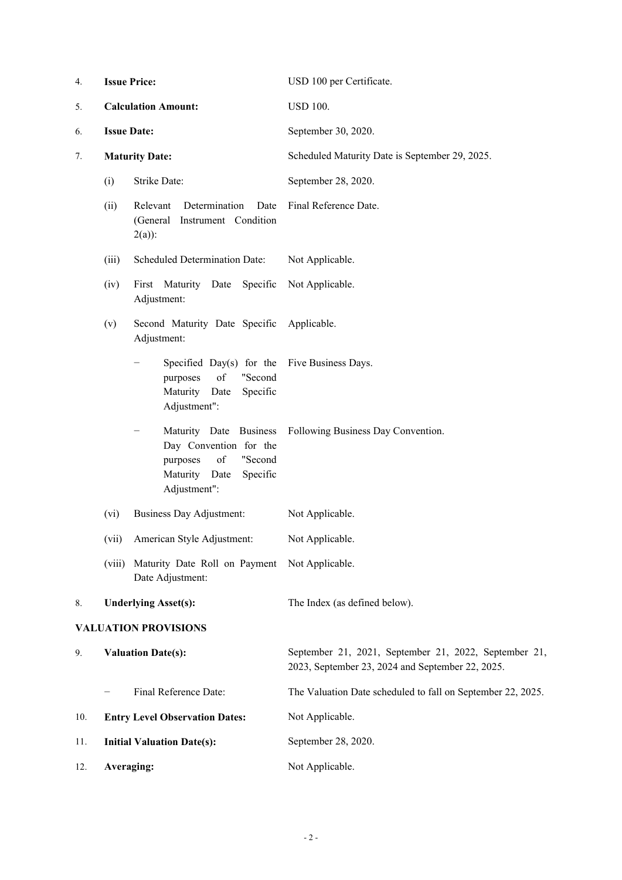4. **Issue Price:** USD 100 per Certificate.

5. **Calculation Amount:** USD 100.

6. **Issue Date:** September 30, 2020.

7. **Maturity Date:** Scheduled Maturity Date is September 29, 2025.

   (i) Strike Date: September 28, 2020.

   (ii) Relevant Determination Date (General Instrument Condition 2(a)): Final Reference Date.

   (iii) Scheduled Determination Date: Not Applicable.

   (iv) First Maturity Date Specific Adjustment: Not Applicable.

   (v) Second Maturity Date Specific Adjustment: Applicable.

   − Specified Day(s) for the purposes of "Second Maturity Date Specific Adjustment": Five Business Days.

   − Maturity Date Business Day Convention for the purposes of "Second Maturity Date Specific Adjustment": Following Business Day Convention.

   (vi) Business Day Adjustment: Not Applicable.

   (vii) American Style Adjustment: Not Applicable.

   (viii) Maturity Date Roll on Payment Date Adjustment: Not Applicable.

8. **Underlying Asset(s):** The Index (as defined below).

**VALUATION PROVISIONS**

9. **Valuation Date(s):** September 21, 2021, September 21, 2022, September 21, 2023, September 23, 2024 and September 22, 2025.

   − Final Reference Date: The Valuation Date scheduled to fall on September 22, 2025.

10. **Entry Level Observation Dates:** Not Applicable.

11. **Initial Valuation Date(s):** September 28, 2020.

12. **Averaging:** Not Applicable.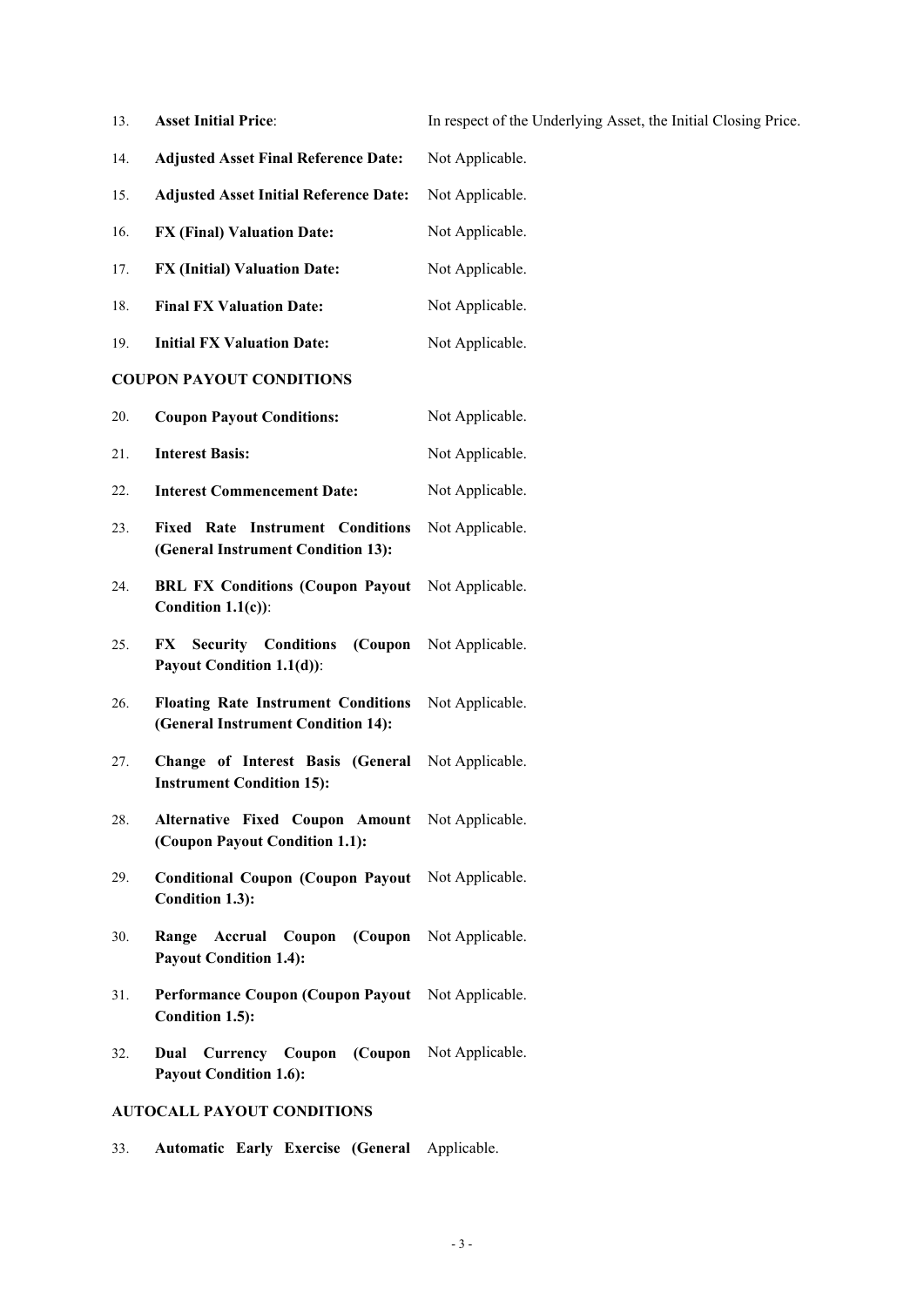13. **Asset Initial Price**: In respect of the Underlying Asset, the Initial Closing Price.

14. **Adjusted Asset Final Reference Date:** Not Applicable.

15. **Adjusted Asset Initial Reference Date:** Not Applicable.

16. **FX (Final) Valuation Date:** Not Applicable.

17. **FX (Initial) Valuation Date:** Not Applicable.

18. **Final FX Valuation Date:** Not Applicable.

19. **Initial FX Valuation Date:** Not Applicable.

**COUPON PAYOUT CONDITIONS**

20. **Coupon Payout Conditions:** Not Applicable.

21. **Interest Basis:** Not Applicable.

22. **Interest Commencement Date:** Not Applicable.

23. **Fixed Rate Instrument Conditions (General Instrument Condition 13):** Not Applicable.

24. **BRL FX Conditions (Coupon Payout Condition 1.1(c))**: Not Applicable.

25. **FX Security Conditions (Coupon Payout Condition 1.1(d))**: Not Applicable.

26. **Floating Rate Instrument Conditions (General Instrument Condition 14):** Not Applicable.

27. **Change of Interest Basis (General Instrument Condition 15):** Not Applicable.

28. **Alternative Fixed Coupon Amount (Coupon Payout Condition 1.1):** Not Applicable.

29. **Conditional Coupon (Coupon Payout Condition 1.3):** Not Applicable.

30. **Range Accrual Coupon (Coupon Payout Condition 1.4):** Not Applicable.

31. **Performance Coupon (Coupon Payout Condition 1.5):** Not Applicable.

32. **Dual Currency Coupon (Coupon Payout Condition 1.6):** Not Applicable.

**AUTOCALL PAYOUT CONDITIONS**

33. **Automatic Early Exercise (General** Applicable.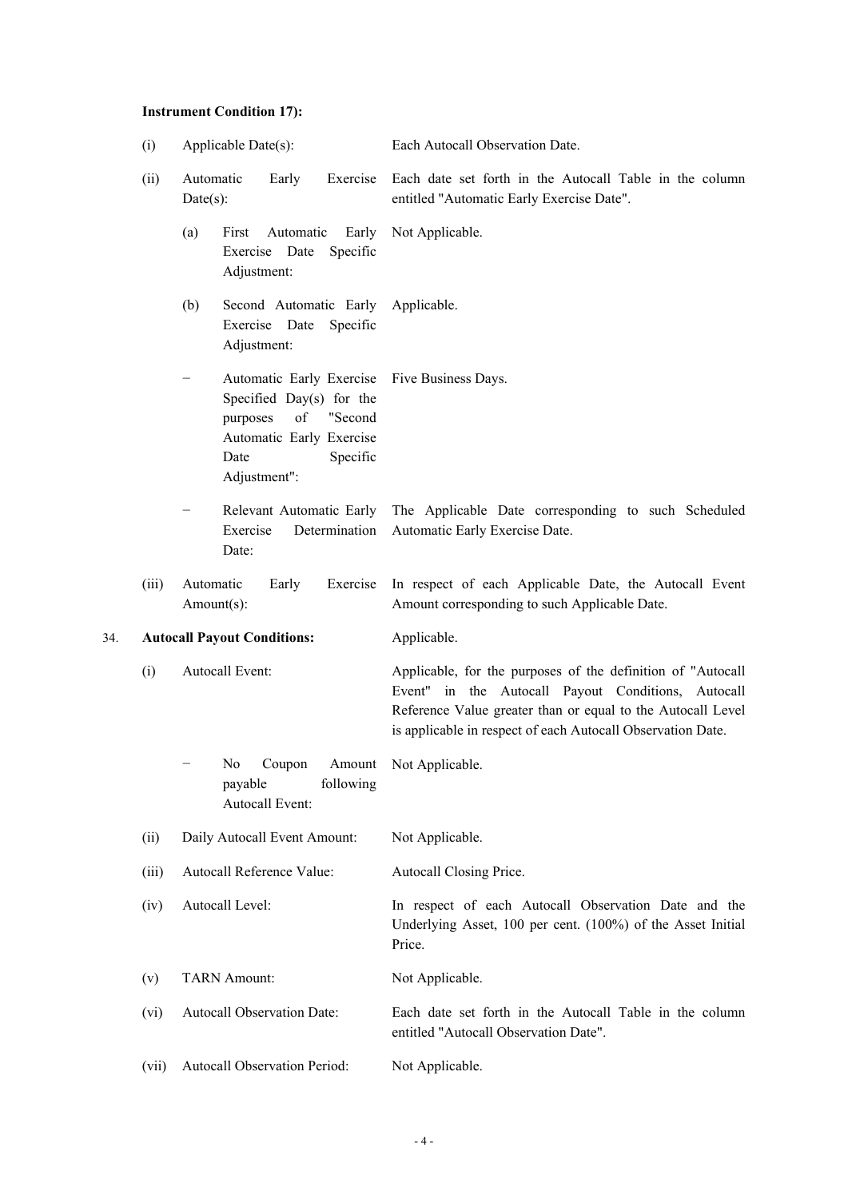**Instrument Condition 17):**

| | | |
|---|---|---|
| (i) | Applicable Date(s): | Each Autocall Observation Date. |
| (ii) | Automatic Early Exercise Date(s): | Each date set forth in the Autocall Table in the column entitled "Automatic Early Exercise Date". |
| | (a) First Automatic Early Exercise Date Specific Adjustment: | Not Applicable. |
| | (b) Second Automatic Early Exercise Date Specific Adjustment: | Applicable. |
| | − Automatic Early Exercise Specified Day(s) for the purposes of "Second Automatic Early Exercise Date Specific Adjustment": | Five Business Days. |
| | − Relevant Automatic Early Exercise Determination Date: | The Applicable Date corresponding to such Scheduled Automatic Early Exercise Date. |
| (iii) | Automatic Early Exercise Amount(s): | In respect of each Applicable Date, the Autocall Event Amount corresponding to such Applicable Date. |

34. **Autocall Payout Conditions:** Applicable.

| | | |
|---|---|---|
| (i) | Autocall Event: | Applicable, for the purposes of the definition of "Autocall Event" in the Autocall Payout Conditions, Autocall Reference Value greater than or equal to the Autocall Level is applicable in respect of each Autocall Observation Date. |
| | − No Coupon Amount payable following Autocall Event: | Not Applicable. |
| (ii) | Daily Autocall Event Amount: | Not Applicable. |
| (iii) | Autocall Reference Value: | Autocall Closing Price. |
| (iv) | Autocall Level: | In respect of each Autocall Observation Date and the Underlying Asset, 100 per cent. (100%) of the Asset Initial Price. |
| (v) | TARN Amount: | Not Applicable. |
| (vi) | Autocall Observation Date: | Each date set forth in the Autocall Table in the column entitled "Autocall Observation Date". |
| (vii) | Autocall Observation Period: | Not Applicable. |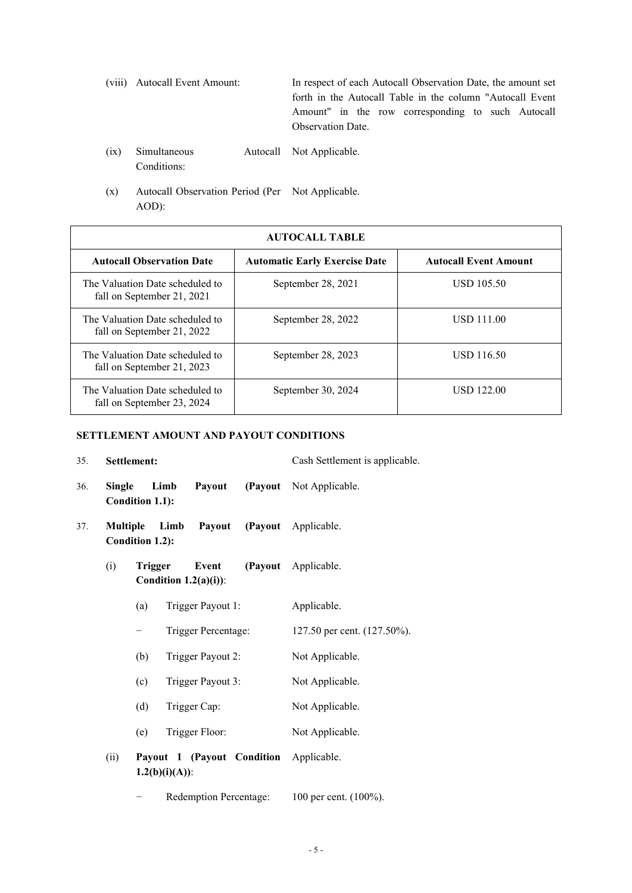(viii) Autocall Event Amount: In respect of each Autocall Observation Date, the amount set forth in the Autocall Table in the column "Autocall Event Amount" in the row corresponding to such Autocall Observation Date.

(ix) Simultaneous Autocall Conditions: Not Applicable.

(x) Autocall Observation Period (Per AOD): Not Applicable.

| AUTOCALL TABLE | | |
|---|---|---|
| **Autocall Observation Date** | **Automatic Early Exercise Date** | **Autocall Event Amount** |
| The Valuation Date scheduled to fall on September 21, 2021 | September 28, 2021 | USD 105.50 |
| The Valuation Date scheduled to fall on September 21, 2022 | September 28, 2022 | USD 111.00 |
| The Valuation Date scheduled to fall on September 21, 2023 | September 28, 2023 | USD 116.50 |
| The Valuation Date scheduled to fall on September 23, 2024 | September 30, 2024 | USD 122.00 |

**SETTLEMENT AMOUNT AND PAYOUT CONDITIONS**

35. **Settlement:** Cash Settlement is applicable.

36. **Single Limb Payout (Payout Condition 1.1):** Not Applicable.

37. **Multiple Limb Payout (Payout Condition 1.2):** Applicable.

(i) **Trigger Event (Payout Condition 1.2(a)(i))**: Applicable.

(a) Trigger Payout 1: Applicable.

− Trigger Percentage: 127.50 per cent. (127.50%).

(b) Trigger Payout 2: Not Applicable.

(c) Trigger Payout 3: Not Applicable.

(d) Trigger Cap: Not Applicable.

(e) Trigger Floor: Not Applicable.

(ii) **Payout 1 (Payout Condition 1.2(b)(i)(A))**: Applicable.

− Redemption Percentage: 100 per cent. (100%).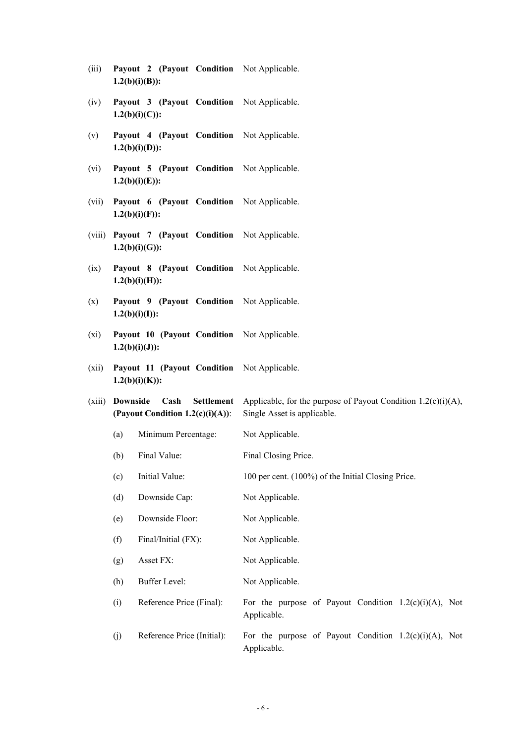(iii) **Payout 2 (Payout Condition 1.2(b)(i)(B)):** Not Applicable.

(iv) **Payout 3 (Payout Condition 1.2(b)(i)(C)):** Not Applicable.

(v) **Payout 4 (Payout Condition 1.2(b)(i)(D)):** Not Applicable.

(vi) **Payout 5 (Payout Condition 1.2(b)(i)(E)):** Not Applicable.

(vii) **Payout 6 (Payout Condition 1.2(b)(i)(F)):** Not Applicable.

(viii) **Payout 7 (Payout Condition 1.2(b)(i)(G)):** Not Applicable.

(ix) **Payout 8 (Payout Condition 1.2(b)(i)(H)):** Not Applicable.

(x) **Payout 9 (Payout Condition 1.2(b)(i)(I)):** Not Applicable.

(xi) **Payout 10 (Payout Condition 1.2(b)(i)(J)):** Not Applicable.

(xii) **Payout 11 (Payout Condition 1.2(b)(i)(K)):** Not Applicable.

(xiii) **Downside Cash Settlement (Payout Condition 1.2(c)(i)(A))**: Applicable, for the purpose of Payout Condition 1.2(c)(i)(A), Single Asset is applicable.

(a) Minimum Percentage: Not Applicable.

(b) Final Value: Final Closing Price.

(c) Initial Value: 100 per cent. (100%) of the Initial Closing Price.

(d) Downside Cap: Not Applicable.

(e) Downside Floor: Not Applicable.

(f) Final/Initial (FX): Not Applicable.

(g) Asset FX: Not Applicable.

(h) Buffer Level: Not Applicable.

(i) Reference Price (Final): For the purpose of Payout Condition 1.2(c)(i)(A), Not Applicable.

(j) Reference Price (Initial): For the purpose of Payout Condition 1.2(c)(i)(A), Not Applicable.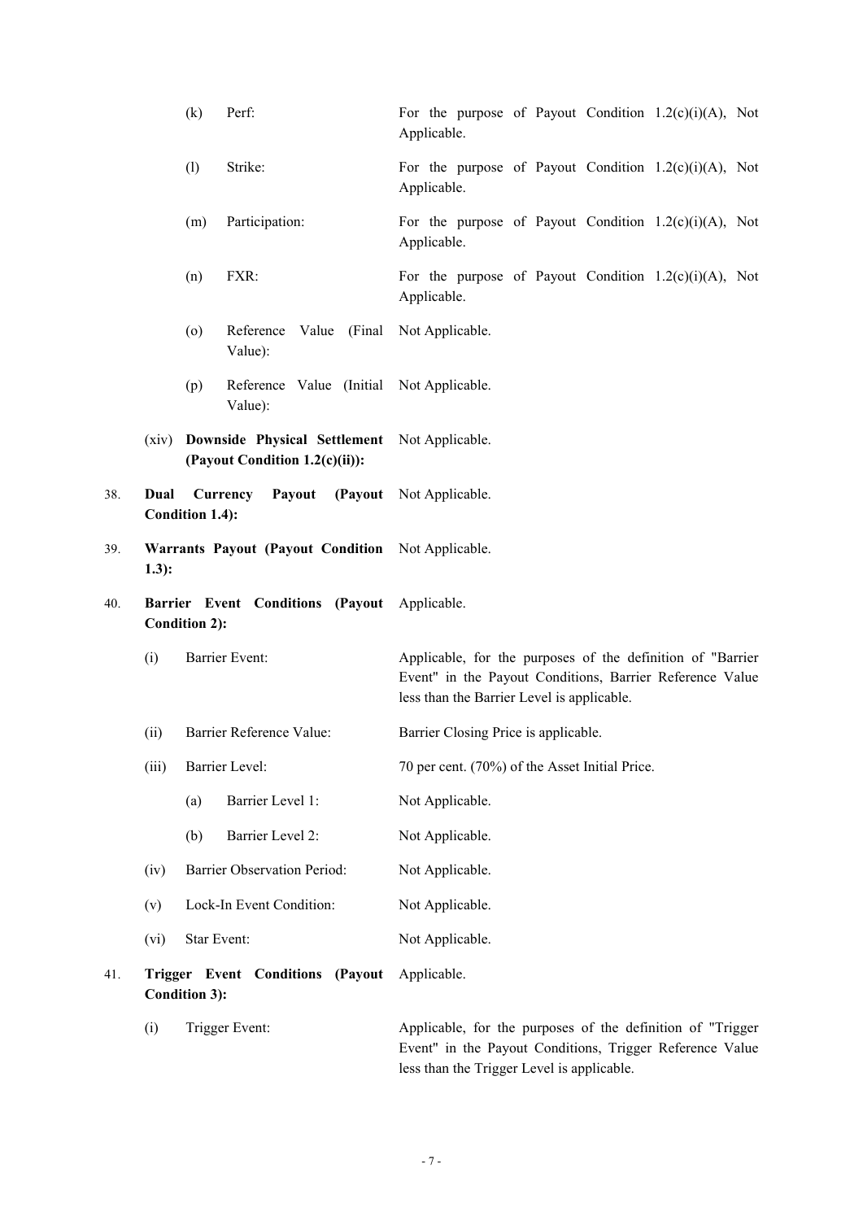| | | | |
|---|---|---|---|
| | (k) | Perf: | For the purpose of Payout Condition 1.2(c)(i)(A), Not Applicable. |
| | (l) | Strike: | For the purpose of Payout Condition 1.2(c)(i)(A), Not Applicable. |
| | (m) | Participation: | For the purpose of Payout Condition 1.2(c)(i)(A), Not Applicable. |
| | (n) | FXR: | For the purpose of Payout Condition 1.2(c)(i)(A), Not Applicable. |
| | (o) | Reference Value (Final Value): | Not Applicable. |
| | (p) | Reference Value (Initial Value): | Not Applicable. |
| | (xiv) | **Downside Physical Settlement (Payout Condition 1.2(c)(ii)):** | Not Applicable. |
| 38. | | **Dual Currency Payout (Payout Condition 1.4):** | Not Applicable. |
| 39. | | **Warrants Payout (Payout Condition 1.3):** | Not Applicable. |
| 40. | | **Barrier Event Conditions (Payout Condition 2):** | Applicable. |
| | (i) | Barrier Event: | Applicable, for the purposes of the definition of "Barrier Event" in the Payout Conditions, Barrier Reference Value less than the Barrier Level is applicable. |
| | (ii) | Barrier Reference Value: | Barrier Closing Price is applicable. |
| | (iii) | Barrier Level: | 70 per cent. (70%) of the Asset Initial Price. |
| | | (a) Barrier Level 1: | Not Applicable. |
| | | (b) Barrier Level 2: | Not Applicable. |
| | (iv) | Barrier Observation Period: | Not Applicable. |
| | (v) | Lock-In Event Condition: | Not Applicable. |
| | (vi) | Star Event: | Not Applicable. |
| 41. | | **Trigger Event Conditions (Payout Condition 3):** | Applicable. |
| | (i) | Trigger Event: | Applicable, for the purposes of the definition of "Trigger Event" in the Payout Conditions, Trigger Reference Value less than the Trigger Level is applicable. |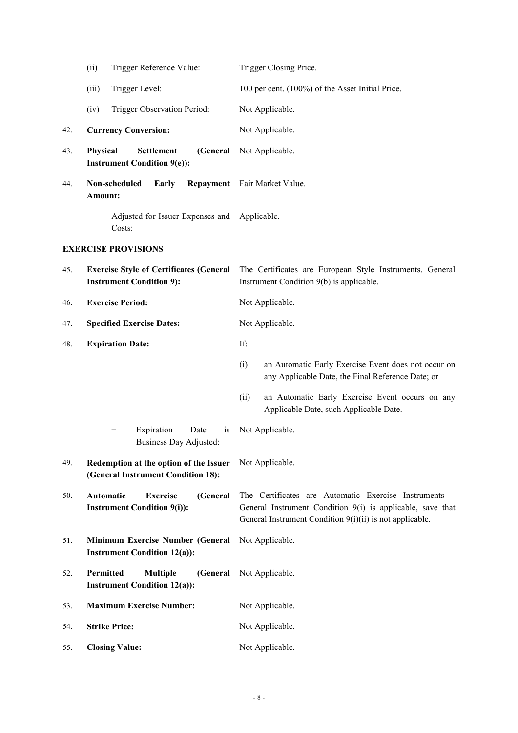| | | |
|---|---|---|
| | (ii) Trigger Reference Value: | Trigger Closing Price. |
| | (iii) Trigger Level: | 100 per cent. (100%) of the Asset Initial Price. |
| | (iv) Trigger Observation Period: | Not Applicable. |
| 42. | **Currency Conversion:** | Not Applicable. |
| 43. | **Physical Settlement (General Instrument Condition 9(e)):** | Not Applicable. |
| 44. | **Non-scheduled Early Repayment Amount:** | Fair Market Value. |
| | − Adjusted for Issuer Expenses and Costs: | Applicable. |

**EXERCISE PROVISIONS**

| | | |
|---|---|---|
| 45. | **Exercise Style of Certificates (General Instrument Condition 9):** | The Certificates are European Style Instruments. General Instrument Condition 9(b) is applicable. |
| 46. | **Exercise Period:** | Not Applicable. |
| 47. | **Specified Exercise Dates:** | Not Applicable. |
| 48. | **Expiration Date:** | If:<br><br>(i) an Automatic Early Exercise Event does not occur on any Applicable Date, the Final Reference Date; or<br><br>(ii) an Automatic Early Exercise Event occurs on any Applicable Date, such Applicable Date. |
| | − Expiration Date is Business Day Adjusted: | Not Applicable. |
| 49. | **Redemption at the option of the Issuer (General Instrument Condition 18):** | Not Applicable. |
| 50. | **Automatic Exercise (General Instrument Condition 9(i)):** | The Certificates are Automatic Exercise Instruments – General Instrument Condition 9(i) is applicable, save that General Instrument Condition 9(i)(ii) is not applicable. |
| 51. | **Minimum Exercise Number (General Instrument Condition 12(a)):** | Not Applicable. |
| 52. | **Permitted Multiple (General Instrument Condition 12(a)):** | Not Applicable. |
| 53. | **Maximum Exercise Number:** | Not Applicable. |
| 54. | **Strike Price:** | Not Applicable. |
| 55. | **Closing Value:** | Not Applicable. |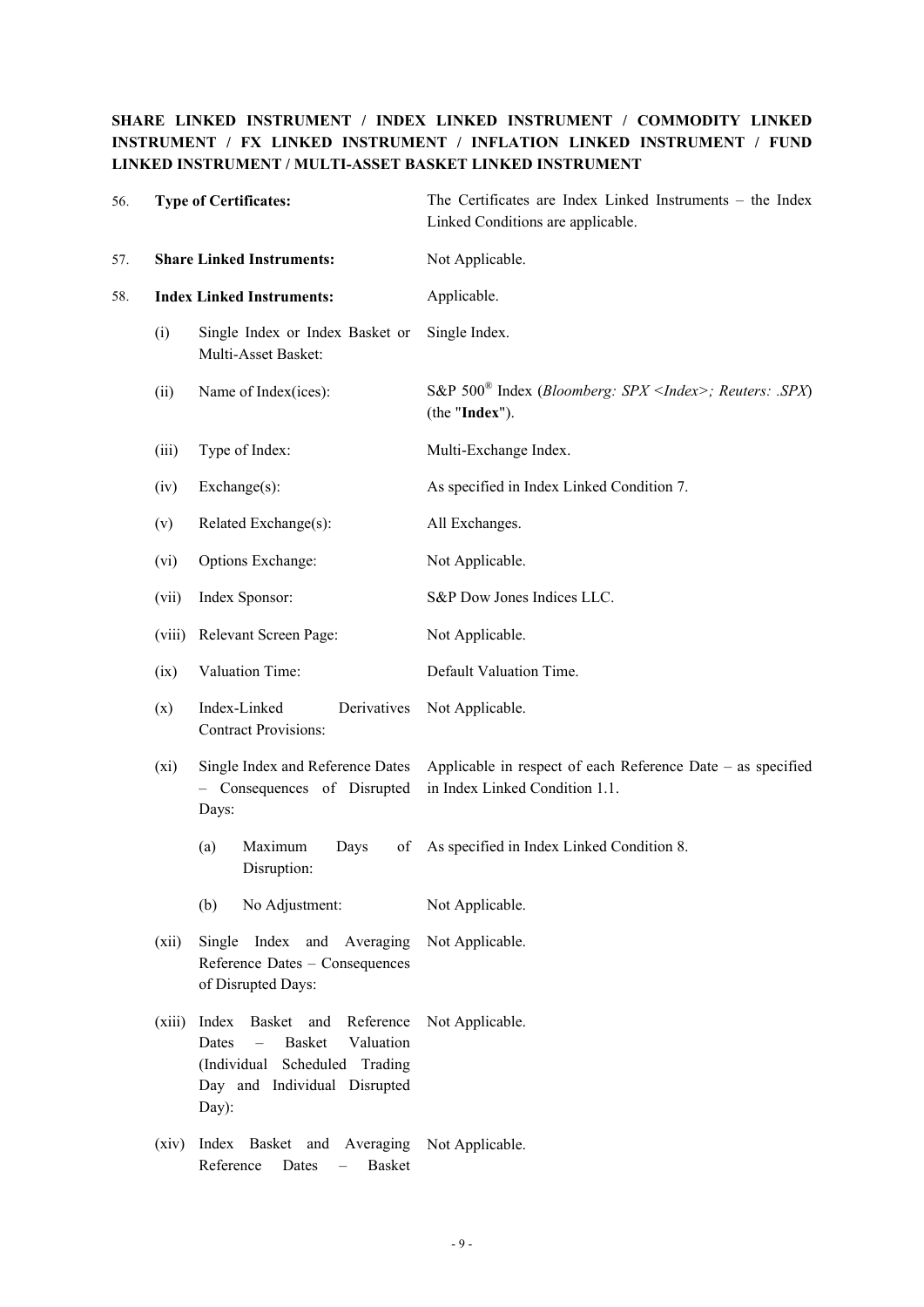**SHARE LINKED INSTRUMENT / INDEX LINKED INSTRUMENT / COMMODITY LINKED INSTRUMENT / FX LINKED INSTRUMENT / INFLATION LINKED INSTRUMENT / FUND LINKED INSTRUMENT / MULTI-ASSET BASKET LINKED INSTRUMENT**

| | | | |
|---|---|---|---|
| 56. | **Type of Certificates:** | | The Certificates are Index Linked Instruments – the Index Linked Conditions are applicable. |
| 57. | **Share Linked Instruments:** | | Not Applicable. |
| 58. | **Index Linked Instruments:** | | Applicable. |
| | (i) | Single Index or Index Basket or Multi-Asset Basket: | Single Index. |
| | (ii) | Name of Index(ices): | S&P 500® Index (*Bloomberg: SPX <Index>; Reuters: .SPX*) (the "**Index**"). |
| | (iii) | Type of Index: | Multi-Exchange Index. |
| | (iv) | Exchange(s): | As specified in Index Linked Condition 7. |
| | (v) | Related Exchange(s): | All Exchanges. |
| | (vi) | Options Exchange: | Not Applicable. |
| | (vii) | Index Sponsor: | S&P Dow Jones Indices LLC. |
| | (viii) | Relevant Screen Page: | Not Applicable. |
| | (ix) | Valuation Time: | Default Valuation Time. |
| | (x) | Index-Linked Derivatives Contract Provisions: | Not Applicable. |
| | (xi) | Single Index and Reference Dates – Consequences of Disrupted Days: | Applicable in respect of each Reference Date – as specified in Index Linked Condition 1.1. |
| | | (a) Maximum Days of Disruption: | As specified in Index Linked Condition 8. |
| | | (b) No Adjustment: | Not Applicable. |
| | (xii) | Single Index and Averaging Reference Dates – Consequences of Disrupted Days: | Not Applicable. |
| | (xiii) | Index Basket and Reference Dates – Basket Valuation (Individual Scheduled Trading Day and Individual Disrupted Day): | Not Applicable. |
| | (xiv) | Index Basket and Averaging Reference Dates – Basket | Not Applicable. |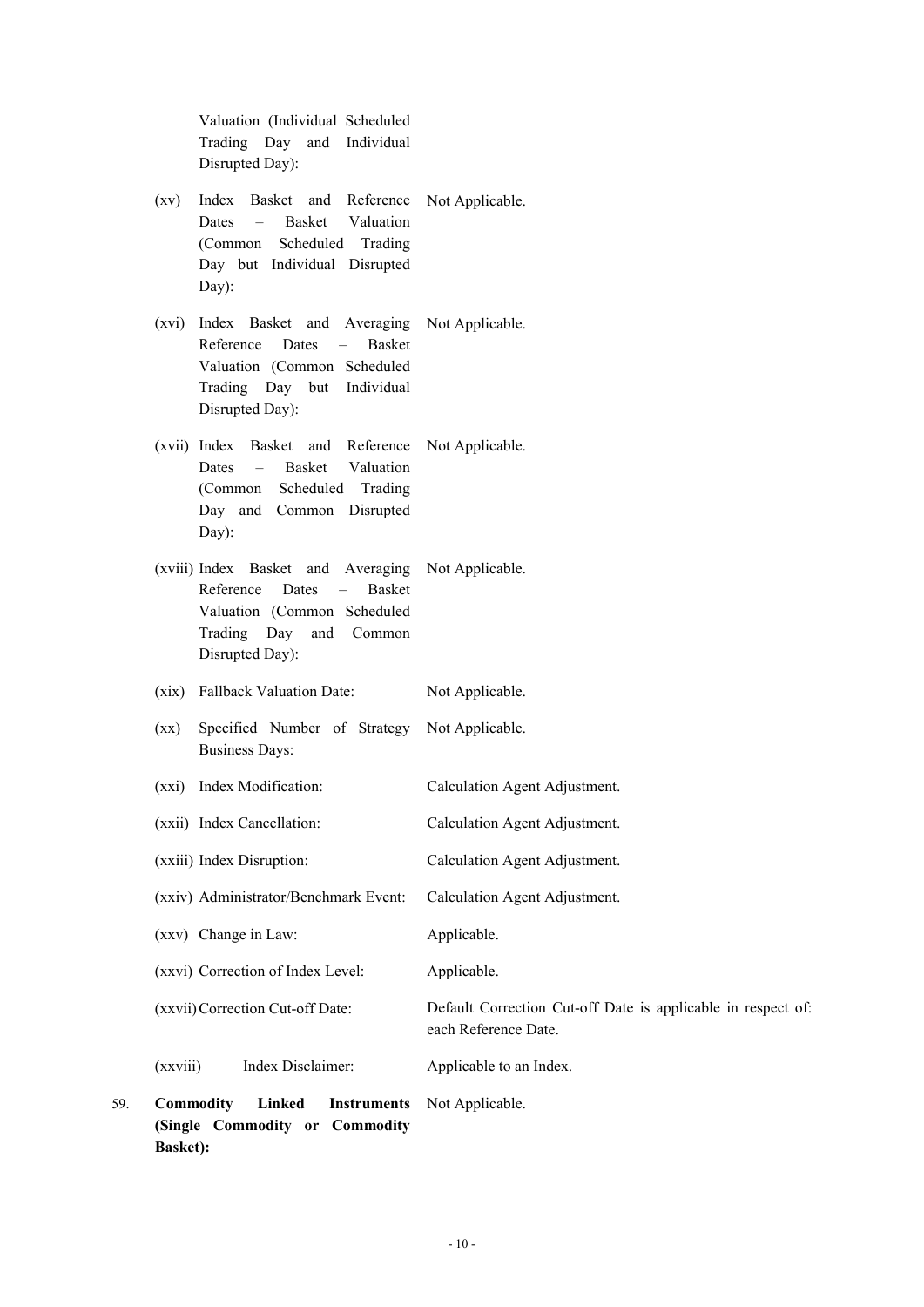| | | |
|---|---|---|
| | Valuation (Individual Scheduled Trading Day and Individual Disrupted Day): | |
| | (xv) Index Basket and Reference Dates – Basket Valuation (Common Scheduled Trading Day but Individual Disrupted Day): | Not Applicable. |
| | (xvi) Index Basket and Averaging Reference Dates – Basket Valuation (Common Scheduled Trading Day but Individual Disrupted Day): | Not Applicable. |
| | (xvii) Index Basket and Reference Dates – Basket Valuation (Common Scheduled Trading Day and Common Disrupted Day): | Not Applicable. |
| | (xviii) Index Basket and Averaging Reference Dates – Basket Valuation (Common Scheduled Trading Day and Common Disrupted Day): | Not Applicable. |
| | (xix) Fallback Valuation Date: | Not Applicable. |
| | (xx) Specified Number of Strategy Business Days: | Not Applicable. |
| | (xxi) Index Modification: | Calculation Agent Adjustment. |
| | (xxii) Index Cancellation: | Calculation Agent Adjustment. |
| | (xxiii) Index Disruption: | Calculation Agent Adjustment. |
| | (xxiv) Administrator/Benchmark Event: | Calculation Agent Adjustment. |
| | (xxv) Change in Law: | Applicable. |
| | (xxvi) Correction of Index Level: | Applicable. |
| | (xxvii) Correction Cut-off Date: | Default Correction Cut-off Date is applicable in respect of: each Reference Date. |
| | (xxviii) Index Disclaimer: | Applicable to an Index. |
| 59. | **Commodity Linked Instruments (Single Commodity or Commodity Basket):** | Not Applicable. |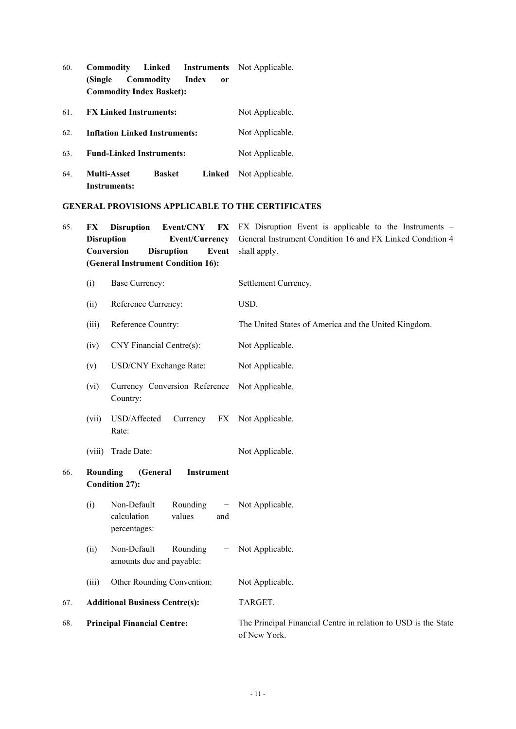| | | |
|---|---|---|
| 60. | **Commodity Linked Instruments (Single Commodity Index or Commodity Index Basket):** | Not Applicable. |
| 61. | **FX Linked Instruments:** | Not Applicable. |
| 62. | **Inflation Linked Instruments:** | Not Applicable. |
| 63. | **Fund-Linked Instruments:** | Not Applicable. |
| 64. | **Multi-Asset Basket Linked Instruments:** | Not Applicable. |

**GENERAL PROVISIONS APPLICABLE TO THE CERTIFICATES**

| | | |
|---|---|---|
| 65. | **FX Disruption Event/CNY FX Disruption Event/Currency Conversion Disruption Event (General Instrument Condition 16):** | FX Disruption Event is applicable to the Instruments – General Instrument Condition 16 and FX Linked Condition 4 shall apply. |
| | (i) Base Currency: | Settlement Currency. |
| | (ii) Reference Currency: | USD. |
| | (iii) Reference Country: | The United States of America and the United Kingdom. |
| | (iv) CNY Financial Centre(s): | Not Applicable. |
| | (v) USD/CNY Exchange Rate: | Not Applicable. |
| | (vi) Currency Conversion Reference Country: | Not Applicable. |
| | (vii) USD/Affected Currency FX Rate: | Not Applicable. |
| | (viii) Trade Date: | Not Applicable. |
| 66. | **Rounding (General Instrument Condition 27):** | |
| | (i) Non-Default Rounding − calculation values and percentages: | Not Applicable. |
| | (ii) Non-Default Rounding − amounts due and payable: | Not Applicable. |
| | (iii) Other Rounding Convention: | Not Applicable. |
| 67. | **Additional Business Centre(s):** | TARGET. |
| 68. | **Principal Financial Centre:** | The Principal Financial Centre in relation to USD is the State of New York. |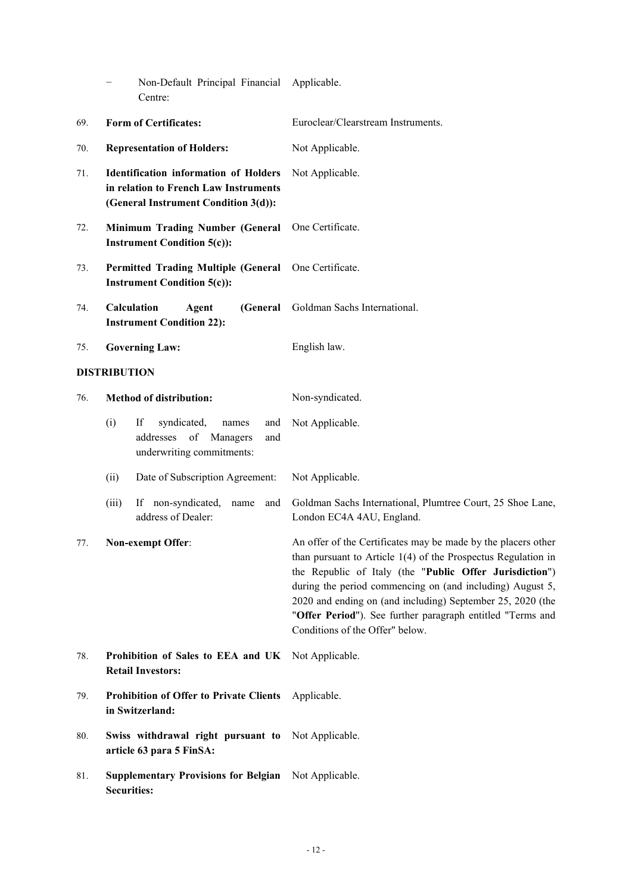| | |
|---|---|
| − Non-Default Principal Financial Centre: | Applicable. |
| 69. **Form of Certificates:** | Euroclear/Clearstream Instruments. |
| 70. **Representation of Holders:** | Not Applicable. |
| 71. **Identification information of Holders in relation to French Law Instruments (General Instrument Condition 3(d)):** | Not Applicable. |
| 72. **Minimum Trading Number (General Instrument Condition 5(c)):** | One Certificate. |
| 73. **Permitted Trading Multiple (General Instrument Condition 5(c)):** | One Certificate. |
| 74. **Calculation Agent (General Instrument Condition 22):** | Goldman Sachs International. |
| 75. **Governing Law:** | English law. |

**DISTRIBUTION**

| | |
|---|---|
| 76. **Method of distribution:** | Non-syndicated. |
| (i) If syndicated, names and addresses of Managers and underwriting commitments: | Not Applicable. |
| (ii) Date of Subscription Agreement: | Not Applicable. |
| (iii) If non-syndicated, name and address of Dealer: | Goldman Sachs International, Plumtree Court, 25 Shoe Lane, London EC4A 4AU, England. |
| 77. **Non-exempt Offer**: | An offer of the Certificates may be made by the placers other than pursuant to Article 1(4) of the Prospectus Regulation in the Republic of Italy (the "**Public Offer Jurisdiction**") during the period commencing on (and including) August 5, 2020 and ending on (and including) September 25, 2020 (the "**Offer Period**"). See further paragraph entitled "Terms and Conditions of the Offer" below. |
| 78. **Prohibition of Sales to EEA and UK Retail Investors:** | Not Applicable. |
| 79. **Prohibition of Offer to Private Clients in Switzerland:** | Applicable. |
| 80. **Swiss withdrawal right pursuant to article 63 para 5 FinSA:** | Not Applicable. |
| 81. **Supplementary Provisions for Belgian Securities:** | Not Applicable. |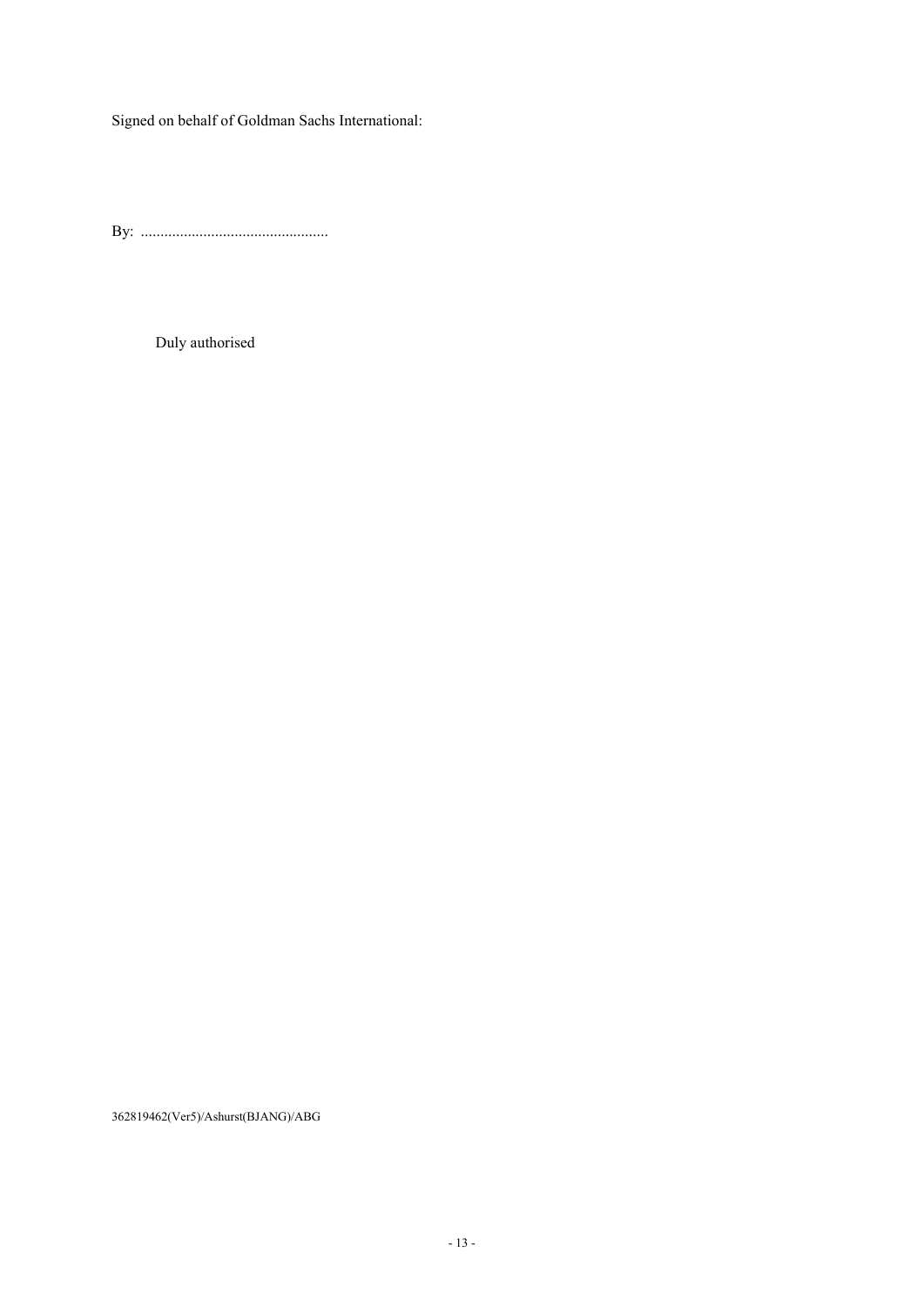Signed on behalf of Goldman Sachs International:

By: ................................................

Duly authorised

362819462(Ver5)/Ashurst(BJANG)/ABG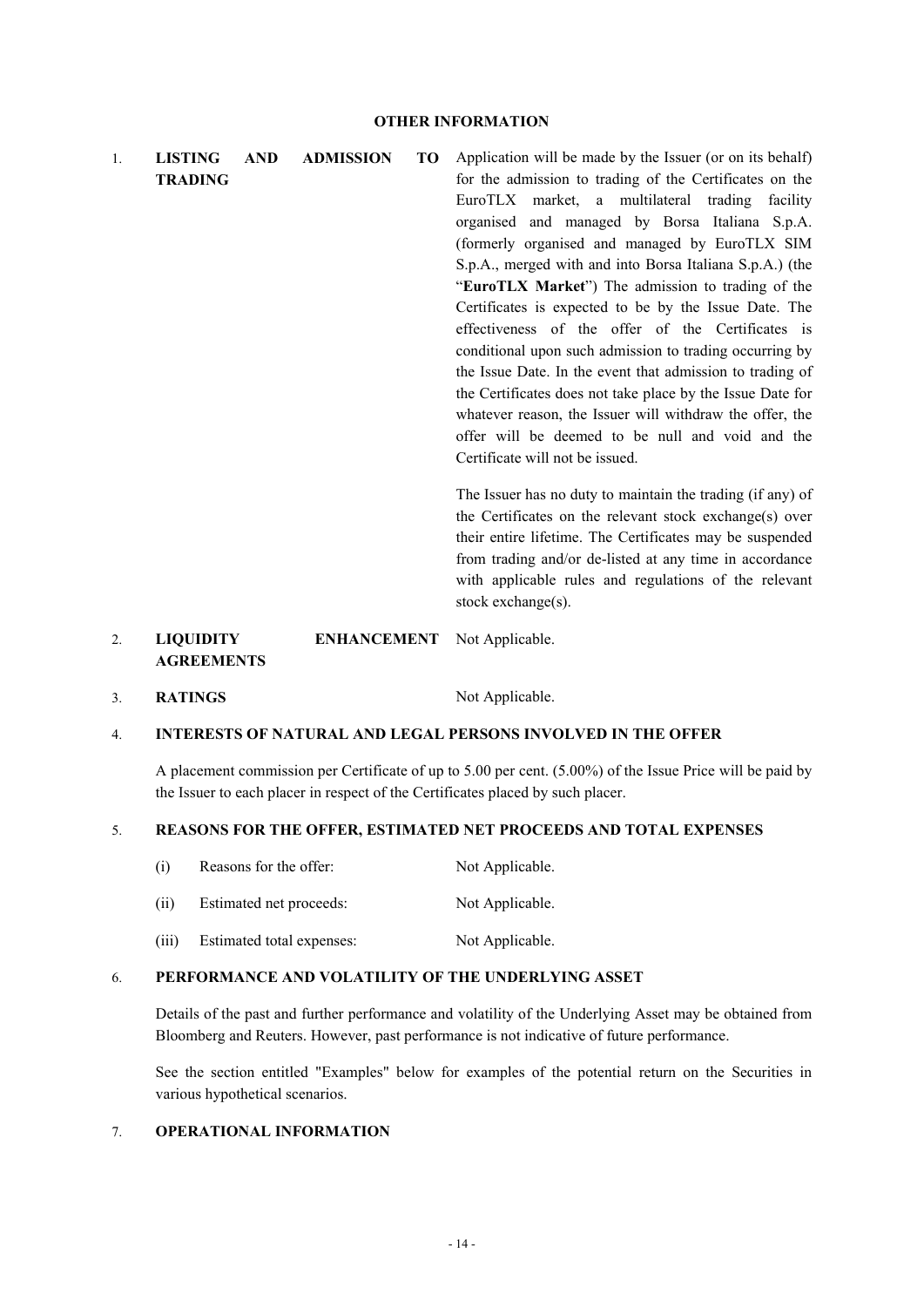## OTHER INFORMATION

1. **LISTING AND ADMISSION TO TRADING**

   Application will be made by the Issuer (or on its behalf) for the admission to trading of the Certificates on the EuroTLX market, a multilateral trading facility organised and managed by Borsa Italiana S.p.A. (formerly organised and managed by EuroTLX SIM S.p.A., merged with and into Borsa Italiana S.p.A.) (the "**EuroTLX Market**") The admission to trading of the Certificates is expected to be by the Issue Date. The effectiveness of the offer of the Certificates is conditional upon such admission to trading occurring by the Issue Date. In the event that admission to trading of the Certificates does not take place by the Issue Date for whatever reason, the Issuer will withdraw the offer, the offer will be deemed to be null and void and the Certificate will not be issued.

   The Issuer has no duty to maintain the trading (if any) of the Certificates on the relevant stock exchange(s) over their entire lifetime. The Certificates may be suspended from trading and/or de-listed at any time in accordance with applicable rules and regulations of the relevant stock exchange(s).

2. **LIQUIDITY ENHANCEMENT AGREEMENTS**

   Not Applicable.

3. **RATINGS**

   Not Applicable.

4. **INTERESTS OF NATURAL AND LEGAL PERSONS INVOLVED IN THE OFFER**

   A placement commission per Certificate of up to 5.00 per cent. (5.00%) of the Issue Price will be paid by the Issuer to each placer in respect of the Certificates placed by such placer.

5. **REASONS FOR THE OFFER, ESTIMATED NET PROCEEDS AND TOTAL EXPENSES**

   (i) Reasons for the offer: Not Applicable.

   (ii) Estimated net proceeds: Not Applicable.

   (iii) Estimated total expenses: Not Applicable.

6. **PERFORMANCE AND VOLATILITY OF THE UNDERLYING ASSET**

   Details of the past and further performance and volatility of the Underlying Asset may be obtained from Bloomberg and Reuters. However, past performance is not indicative of future performance.

   See the section entitled "Examples" below for examples of the potential return on the Securities in various hypothetical scenarios.

7. **OPERATIONAL INFORMATION**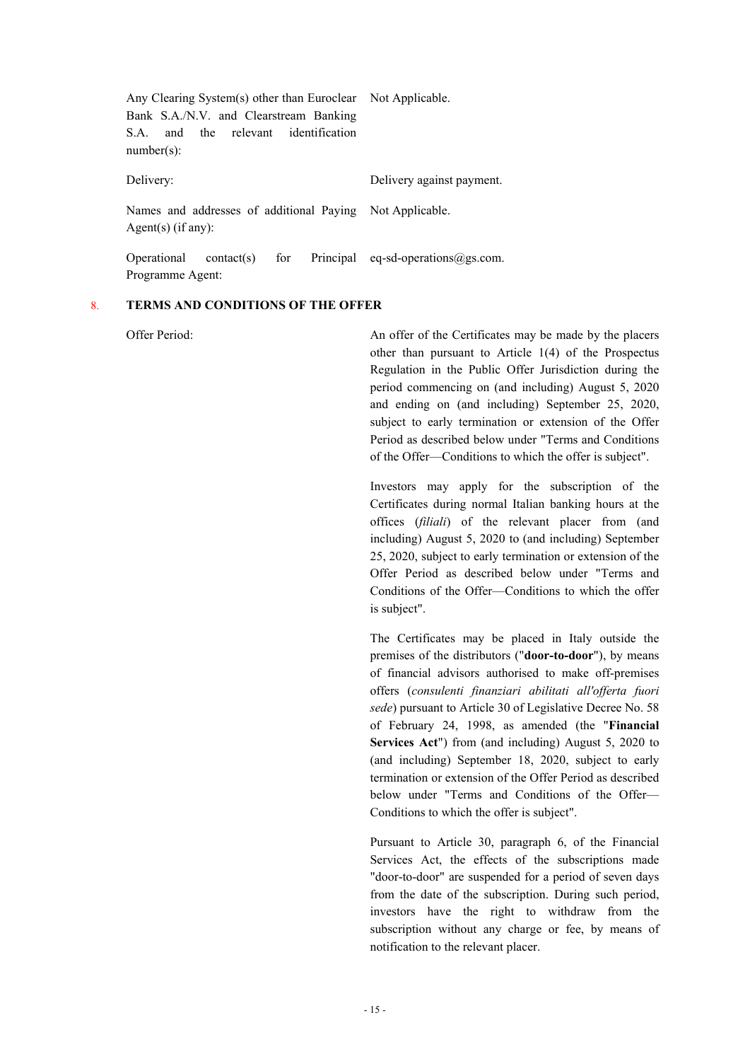| | |
|---|---|
| Any Clearing System(s) other than Euroclear Bank S.A./N.V. and Clearstream Banking S.A. and the relevant identification number(s): | Not Applicable. |
| Delivery: | Delivery against payment. |
| Names and addresses of additional Paying Agent(s) (if any): | Not Applicable. |
| Operational contact(s) for Principal Programme Agent: | eq-sd-operations@gs.com. |

## 8. TERMS AND CONDITIONS OF THE OFFER

Offer Period:

An offer of the Certificates may be made by the placers other than pursuant to Article 1(4) of the Prospectus Regulation in the Public Offer Jurisdiction during the period commencing on (and including) August 5, 2020 and ending on (and including) September 25, 2020, subject to early termination or extension of the Offer Period as described below under "Terms and Conditions of the Offer—Conditions to which the offer is subject".

Investors may apply for the subscription of the Certificates during normal Italian banking hours at the offices (*filiali*) of the relevant placer from (and including) August 5, 2020 to (and including) September 25, 2020, subject to early termination or extension of the Offer Period as described below under "Terms and Conditions of the Offer—Conditions to which the offer is subject".

The Certificates may be placed in Italy outside the premises of the distributors ("**door-to-door**"), by means of financial advisors authorised to make off-premises offers (*consulenti finanziari abilitati all'offerta fuori sede*) pursuant to Article 30 of Legislative Decree No. 58 of February 24, 1998, as amended (the "**Financial Services Act**") from (and including) August 5, 2020 to (and including) September 18, 2020, subject to early termination or extension of the Offer Period as described below under "Terms and Conditions of the Offer—Conditions to which the offer is subject".

Pursuant to Article 30, paragraph 6, of the Financial Services Act, the effects of the subscriptions made "door-to-door" are suspended for a period of seven days from the date of the subscription. During such period, investors have the right to withdraw from the subscription without any charge or fee, by means of notification to the relevant placer.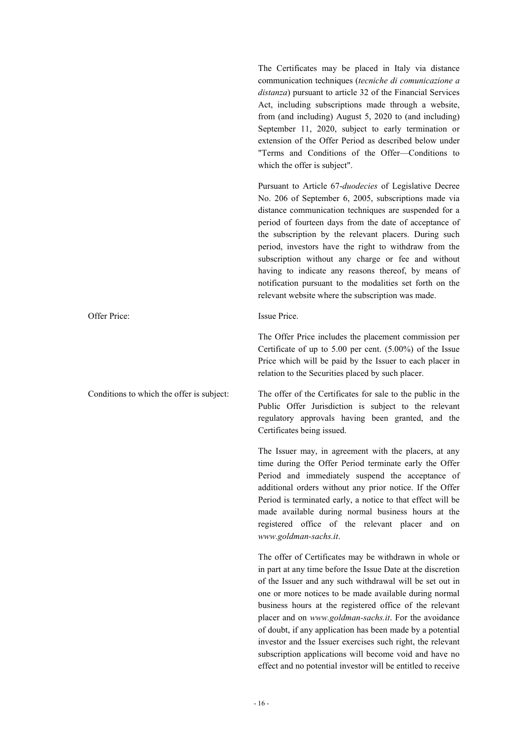The Certificates may be placed in Italy via distance communication techniques (*tecniche di comunicazione a distanza*) pursuant to article 32 of the Financial Services Act, including subscriptions made through a website, from (and including) August 5, 2020 to (and including) September 11, 2020, subject to early termination or extension of the Offer Period as described below under "Terms and Conditions of the Offer—Conditions to which the offer is subject".

Pursuant to Article 67-*duodecies* of Legislative Decree No. 206 of September 6, 2005, subscriptions made via distance communication techniques are suspended for a period of fourteen days from the date of acceptance of the subscription by the relevant placers. During such period, investors have the right to withdraw from the subscription without any charge or fee and without having to indicate any reasons thereof, by means of notification pursuant to the modalities set forth on the relevant website where the subscription was made.

Offer Price: Issue Price.

The Offer Price includes the placement commission per Certificate of up to 5.00 per cent. (5.00%) of the Issue Price which will be paid by the Issuer to each placer in relation to the Securities placed by such placer.

Conditions to which the offer is subject: The offer of the Certificates for sale to the public in the Public Offer Jurisdiction is subject to the relevant regulatory approvals having been granted, and the Certificates being issued.

The Issuer may, in agreement with the placers, at any time during the Offer Period terminate early the Offer Period and immediately suspend the acceptance of additional orders without any prior notice. If the Offer Period is terminated early, a notice to that effect will be made available during normal business hours at the registered office of the relevant placer and on *www.goldman-sachs.it*.

The offer of Certificates may be withdrawn in whole or in part at any time before the Issue Date at the discretion of the Issuer and any such withdrawal will be set out in one or more notices to be made available during normal business hours at the registered office of the relevant placer and on *www.goldman-sachs.it*. For the avoidance of doubt, if any application has been made by a potential investor and the Issuer exercises such right, the relevant subscription applications will become void and have no effect and no potential investor will be entitled to receive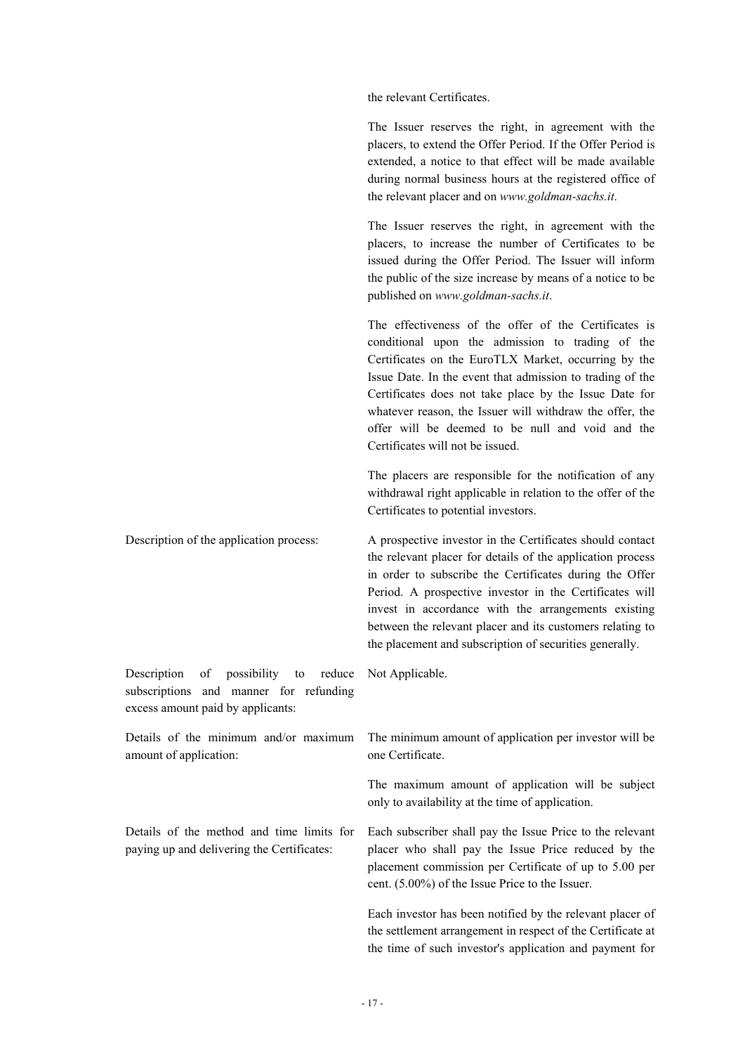| | |
|---|---|
| | the relevant Certificates. |
| | The Issuer reserves the right, in agreement with the placers, to extend the Offer Period. If the Offer Period is extended, a notice to that effect will be made available during normal business hours at the registered office of the relevant placer and on *www.goldman-sachs.it*. |
| | The Issuer reserves the right, in agreement with the placers, to increase the number of Certificates to be issued during the Offer Period. The Issuer will inform the public of the size increase by means of a notice to be published on *www.goldman-sachs.it*. |
| | The effectiveness of the offer of the Certificates is conditional upon the admission to trading of the Certificates on the EuroTLX Market, occurring by the Issue Date. In the event that admission to trading of the Certificates does not take place by the Issue Date for whatever reason, the Issuer will withdraw the offer, the offer will be deemed to be null and void and the Certificates will not be issued. |
| | The placers are responsible for the notification of any withdrawal right applicable in relation to the offer of the Certificates to potential investors. |
| Description of the application process: | A prospective investor in the Certificates should contact the relevant placer for details of the application process in order to subscribe the Certificates during the Offer Period. A prospective investor in the Certificates will invest in accordance with the arrangements existing between the relevant placer and its customers relating to the placement and subscription of securities generally. |
| Description of possibility to reduce subscriptions and manner for refunding excess amount paid by applicants: | Not Applicable. |
| Details of the minimum and/or maximum amount of application: | The minimum amount of application per investor will be one Certificate. |
| | The maximum amount of application will be subject only to availability at the time of application. |
| Details of the method and time limits for paying up and delivering the Certificates: | Each subscriber shall pay the Issue Price to the relevant placer who shall pay the Issue Price reduced by the placement commission per Certificate of up to 5.00 per cent. (5.00%) of the Issue Price to the Issuer. |
| | Each investor has been notified by the relevant placer of the settlement arrangement in respect of the Certificate at the time of such investor's application and payment for |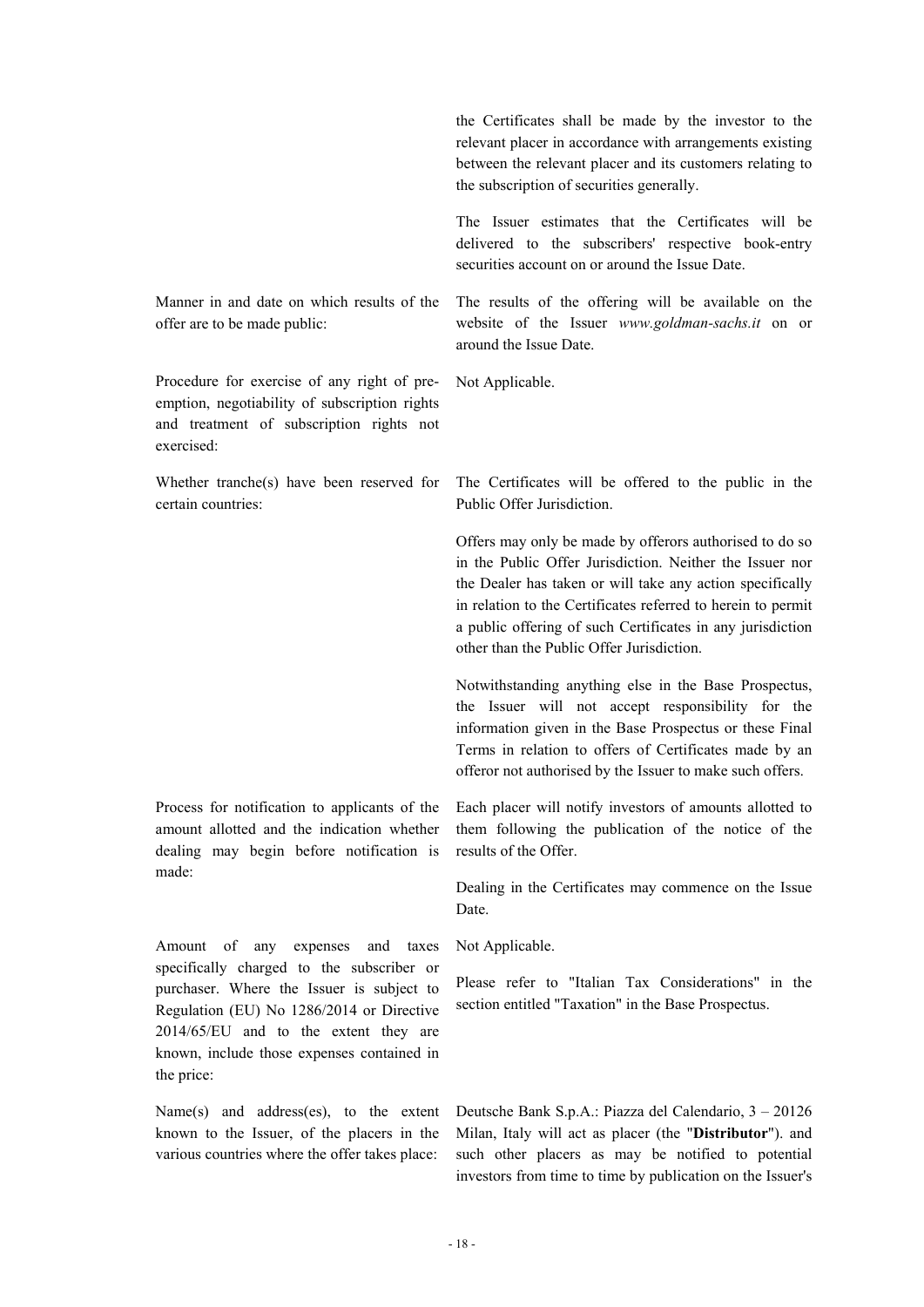| | |
|---|---|
| | the Certificates shall be made by the investor to the relevant placer in accordance with arrangements existing between the relevant placer and its customers relating to the subscription of securities generally.<br><br>The Issuer estimates that the Certificates will be delivered to the subscribers' respective book-entry securities account on or around the Issue Date. |
| Manner in and date on which results of the offer are to be made public: | The results of the offering will be available on the website of the Issuer *www.goldman-sachs.it* on or around the Issue Date. |
| Procedure for exercise of any right of pre-emption, negotiability of subscription rights and treatment of subscription rights not exercised: | Not Applicable. |
| Whether tranche(s) have been reserved for certain countries: | The Certificates will be offered to the public in the Public Offer Jurisdiction.<br><br>Offers may only be made by offerors authorised to do so in the Public Offer Jurisdiction. Neither the Issuer nor the Dealer has taken or will take any action specifically in relation to the Certificates referred to herein to permit a public offering of such Certificates in any jurisdiction other than the Public Offer Jurisdiction.<br><br>Notwithstanding anything else in the Base Prospectus, the Issuer will not accept responsibility for the information given in the Base Prospectus or these Final Terms in relation to offers of Certificates made by an offeror not authorised by the Issuer to make such offers. |
| Process for notification to applicants of the amount allotted and the indication whether dealing may begin before notification is made: | Each placer will notify investors of amounts allotted to them following the publication of the notice of the results of the Offer.<br><br>Dealing in the Certificates may commence on the Issue Date. |
| Amount of any expenses and taxes specifically charged to the subscriber or purchaser. Where the Issuer is subject to Regulation (EU) No 1286/2014 or Directive 2014/65/EU and to the extent they are known, include those expenses contained in the price: | Not Applicable.<br><br>Please refer to "Italian Tax Considerations" in the section entitled "Taxation" in the Base Prospectus. |
| Name(s) and address(es), to the extent known to the Issuer, of the placers in the various countries where the offer takes place: | Deutsche Bank S.p.A.: Piazza del Calendario, 3 – 20126 Milan, Italy will act as placer (the "**Distributor**"). and such other placers as may be notified to potential investors from time to time by publication on the Issuer's |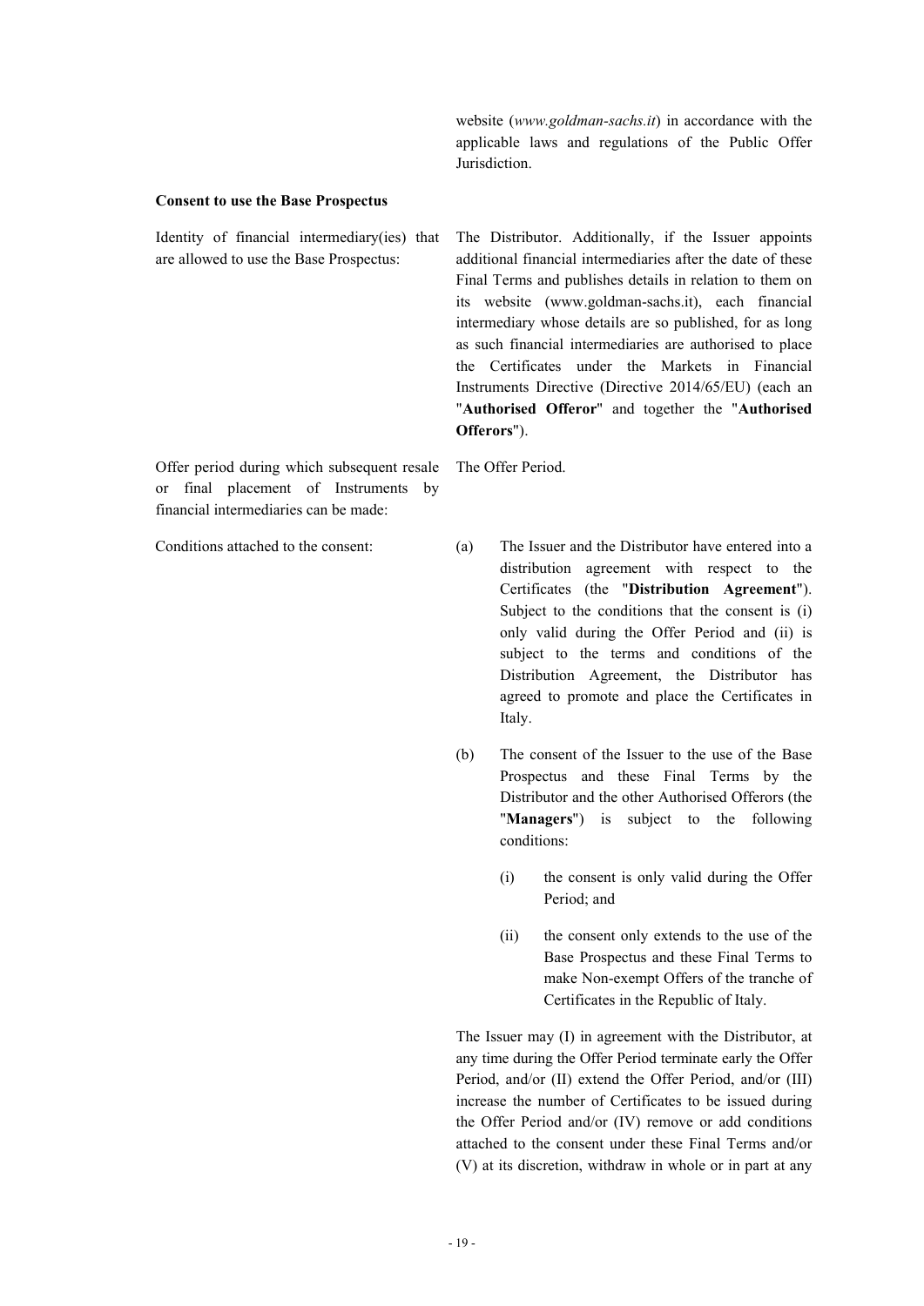website (*www.goldman-sachs.it*) in accordance with the applicable laws and regulations of the Public Offer Jurisdiction.

**Consent to use the Base Prospectus**

| | |
|---|---|
| Identity of financial intermediary(ies) that are allowed to use the Base Prospectus: | The Distributor. Additionally, if the Issuer appoints additional financial intermediaries after the date of these Final Terms and publishes details in relation to them on its website (www.goldman-sachs.it), each financial intermediary whose details are so published, for as long as such financial intermediaries are authorised to place the Certificates under the Markets in Financial Instruments Directive (Directive 2014/65/EU) (each an "**Authorised Offeror**" and together the "**Authorised Offerors**"). |
| Offer period during which subsequent resale or final placement of Instruments by financial intermediaries can be made: | The Offer Period. |
| Conditions attached to the consent: | (a) The Issuer and the Distributor have entered into a distribution agreement with respect to the Certificates (the "**Distribution Agreement**"). Subject to the conditions that the consent is (i) only valid during the Offer Period and (ii) is subject to the terms and conditions of the Distribution Agreement, the Distributor has agreed to promote and place the Certificates in Italy.<br><br>(b) The consent of the Issuer to the use of the Base Prospectus and these Final Terms by the Distributor and the other Authorised Offerors (the "**Managers**") is subject to the following conditions:<br><br>(i) the consent is only valid during the Offer Period; and<br><br>(ii) the consent only extends to the use of the Base Prospectus and these Final Terms to make Non-exempt Offers of the tranche of Certificates in the Republic of Italy.<br><br>The Issuer may (I) in agreement with the Distributor, at any time during the Offer Period terminate early the Offer Period, and/or (II) extend the Offer Period, and/or (III) increase the number of Certificates to be issued during the Offer Period and/or (IV) remove or add conditions attached to the consent under these Final Terms and/or (V) at its discretion, withdraw in whole or in part at any |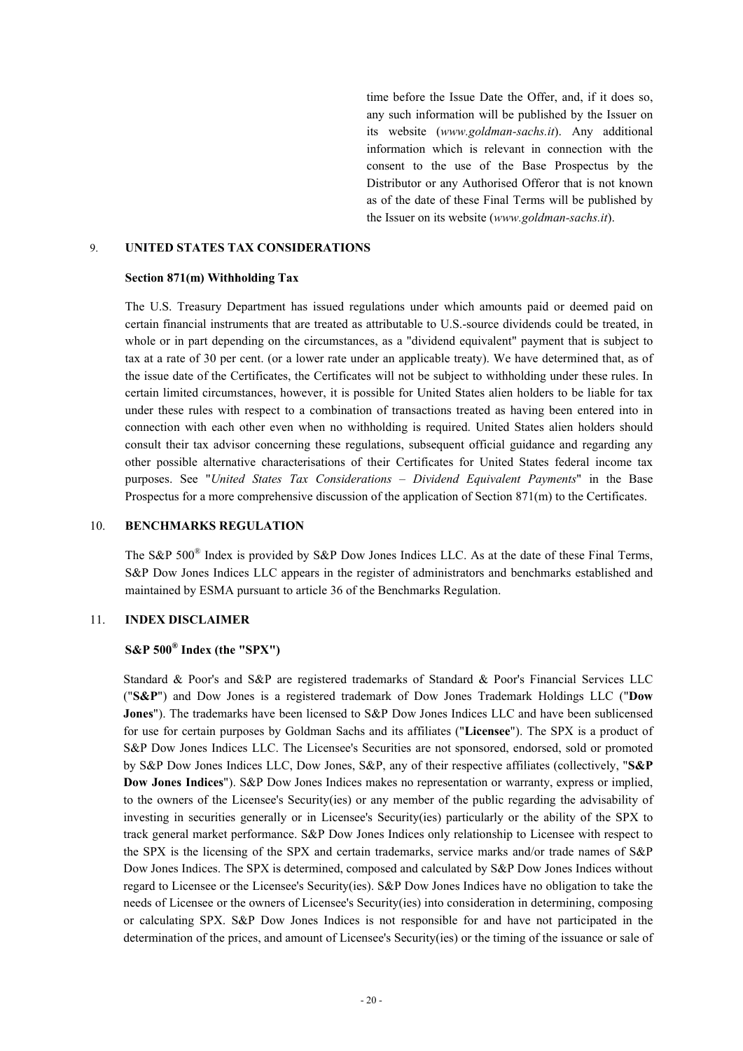time before the Issue Date the Offer, and, if it does so, any such information will be published by the Issuer on its website (*www.goldman-sachs.it*). Any additional information which is relevant in connection with the consent to the use of the Base Prospectus by the Distributor or any Authorised Offeror that is not known as of the date of these Final Terms will be published by the Issuer on its website (*www.goldman-sachs.it*).

## 9. UNITED STATES TAX CONSIDERATIONS

**Section 871(m) Withholding Tax**

The U.S. Treasury Department has issued regulations under which amounts paid or deemed paid on certain financial instruments that are treated as attributable to U.S.-source dividends could be treated, in whole or in part depending on the circumstances, as a "dividend equivalent" payment that is subject to tax at a rate of 30 per cent. (or a lower rate under an applicable treaty). We have determined that, as of the issue date of the Certificates, the Certificates will not be subject to withholding under these rules. In certain limited circumstances, however, it is possible for United States alien holders to be liable for tax under these rules with respect to a combination of transactions treated as having been entered into in connection with each other even when no withholding is required. United States alien holders should consult their tax advisor concerning these regulations, subsequent official guidance and regarding any other possible alternative characterisations of their Certificates for United States federal income tax purposes. See "*United States Tax Considerations – Dividend Equivalent Payments*" in the Base Prospectus for a more comprehensive discussion of the application of Section 871(m) to the Certificates.

## 10. BENCHMARKS REGULATION

The S&P 500® Index is provided by S&P Dow Jones Indices LLC. As at the date of these Final Terms, S&P Dow Jones Indices LLC appears in the register of administrators and benchmarks established and maintained by ESMA pursuant to article 36 of the Benchmarks Regulation.

## 11. INDEX DISCLAIMER

**S&P 500® Index (the "SPX")**

Standard & Poor's and S&P are registered trademarks of Standard & Poor's Financial Services LLC ("**S&P**") and Dow Jones is a registered trademark of Dow Jones Trademark Holdings LLC ("**Dow Jones**"). The trademarks have been licensed to S&P Dow Jones Indices LLC and have been sublicensed for use for certain purposes by Goldman Sachs and its affiliates ("**Licensee**"). The SPX is a product of S&P Dow Jones Indices LLC. The Licensee's Securities are not sponsored, endorsed, sold or promoted by S&P Dow Jones Indices LLC, Dow Jones, S&P, any of their respective affiliates (collectively, "**S&P Dow Jones Indices**"). S&P Dow Jones Indices makes no representation or warranty, express or implied, to the owners of the Licensee's Security(ies) or any member of the public regarding the advisability of investing in securities generally or in Licensee's Security(ies) particularly or the ability of the SPX to track general market performance. S&P Dow Jones Indices only relationship to Licensee with respect to the SPX is the licensing of the SPX and certain trademarks, service marks and/or trade names of S&P Dow Jones Indices. The SPX is determined, composed and calculated by S&P Dow Jones Indices without regard to Licensee or the Licensee's Security(ies). S&P Dow Jones Indices have no obligation to take the needs of Licensee or the owners of Licensee's Security(ies) into consideration in determining, composing or calculating SPX. S&P Dow Jones Indices is not responsible for and have not participated in the determination of the prices, and amount of Licensee's Security(ies) or the timing of the issuance or sale of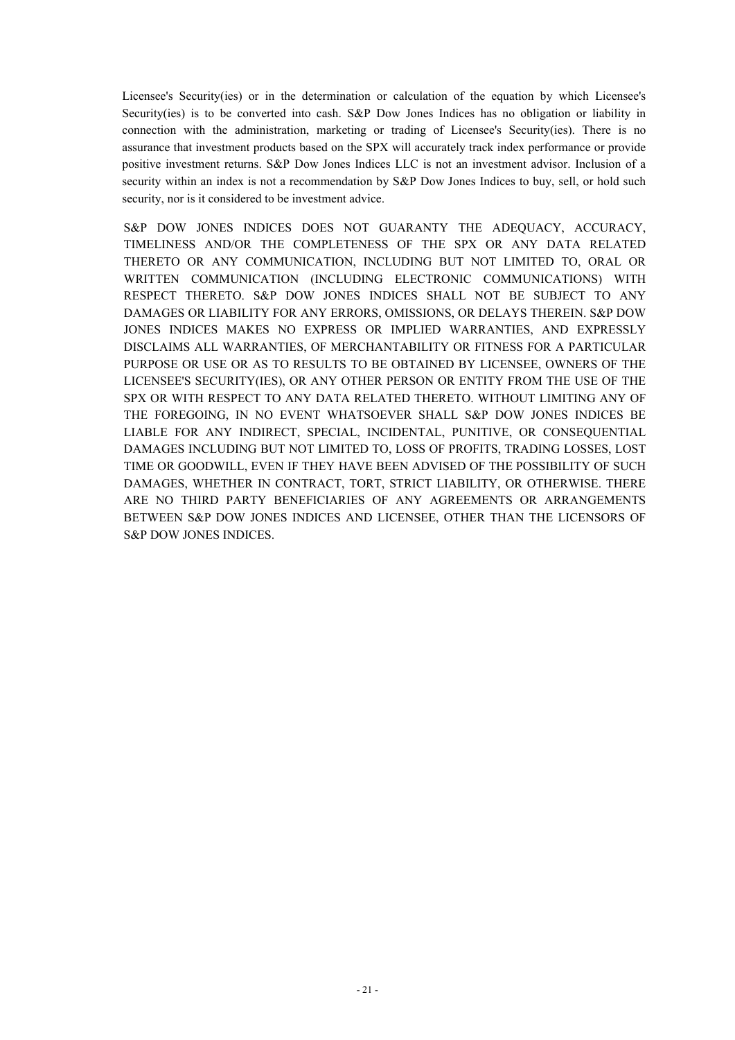Licensee's Security(ies) or in the determination or calculation of the equation by which Licensee's Security(ies) is to be converted into cash. S&P Dow Jones Indices has no obligation or liability in connection with the administration, marketing or trading of Licensee's Security(ies). There is no assurance that investment products based on the SPX will accurately track index performance or provide positive investment returns. S&P Dow Jones Indices LLC is not an investment advisor. Inclusion of a security within an index is not a recommendation by S&P Dow Jones Indices to buy, sell, or hold such security, nor is it considered to be investment advice.

S&P DOW JONES INDICES DOES NOT GUARANTY THE ADEQUACY, ACCURACY, TIMELINESS AND/OR THE COMPLETENESS OF THE SPX OR ANY DATA RELATED THERETO OR ANY COMMUNICATION, INCLUDING BUT NOT LIMITED TO, ORAL OR WRITTEN COMMUNICATION (INCLUDING ELECTRONIC COMMUNICATIONS) WITH RESPECT THERETO. S&P DOW JONES INDICES SHALL NOT BE SUBJECT TO ANY DAMAGES OR LIABILITY FOR ANY ERRORS, OMISSIONS, OR DELAYS THEREIN. S&P DOW JONES INDICES MAKES NO EXPRESS OR IMPLIED WARRANTIES, AND EXPRESSLY DISCLAIMS ALL WARRANTIES, OF MERCHANTABILITY OR FITNESS FOR A PARTICULAR PURPOSE OR USE OR AS TO RESULTS TO BE OBTAINED BY LICENSEE, OWNERS OF THE LICENSEE'S SECURITY(IES), OR ANY OTHER PERSON OR ENTITY FROM THE USE OF THE SPX OR WITH RESPECT TO ANY DATA RELATED THERETO. WITHOUT LIMITING ANY OF THE FOREGOING, IN NO EVENT WHATSOEVER SHALL S&P DOW JONES INDICES BE LIABLE FOR ANY INDIRECT, SPECIAL, INCIDENTAL, PUNITIVE, OR CONSEQUENTIAL DAMAGES INCLUDING BUT NOT LIMITED TO, LOSS OF PROFITS, TRADING LOSSES, LOST TIME OR GOODWILL, EVEN IF THEY HAVE BEEN ADVISED OF THE POSSIBILITY OF SUCH DAMAGES, WHETHER IN CONTRACT, TORT, STRICT LIABILITY, OR OTHERWISE. THERE ARE NO THIRD PARTY BENEFICIARIES OF ANY AGREEMENTS OR ARRANGEMENTS BETWEEN S&P DOW JONES INDICES AND LICENSEE, OTHER THAN THE LICENSORS OF S&P DOW JONES INDICES.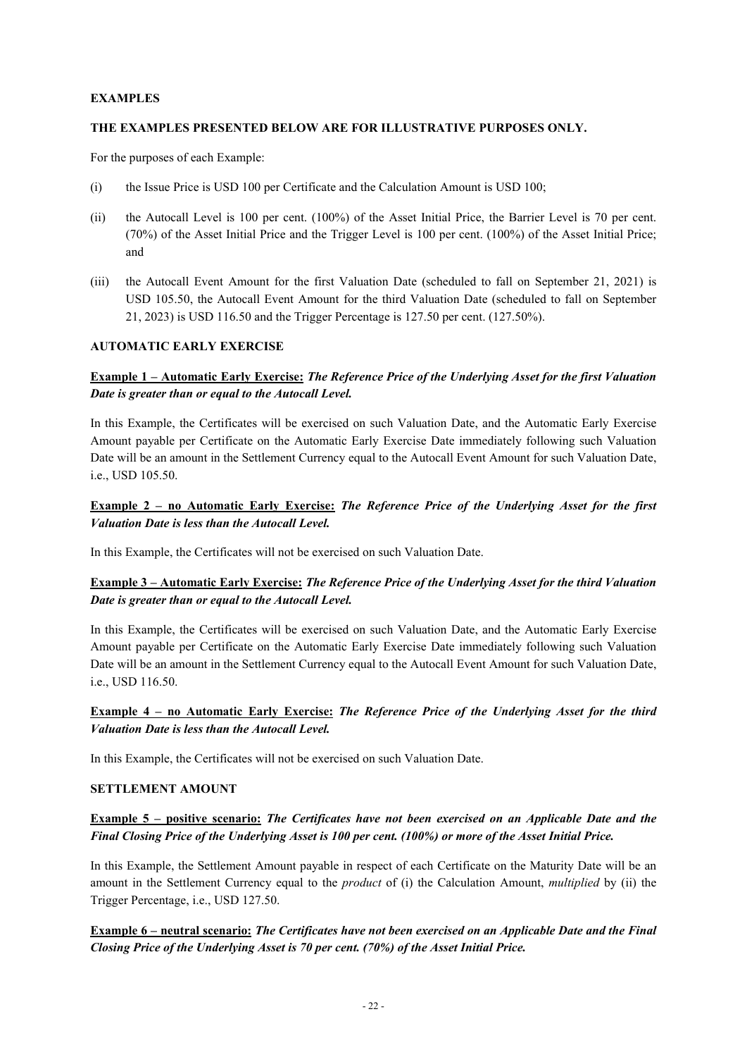**EXAMPLES**

**THE EXAMPLES PRESENTED BELOW ARE FOR ILLUSTRATIVE PURPOSES ONLY.**

For the purposes of each Example:

(i) the Issue Price is USD 100 per Certificate and the Calculation Amount is USD 100;

(ii) the Autocall Level is 100 per cent. (100%) of the Asset Initial Price, the Barrier Level is 70 per cent. (70%) of the Asset Initial Price and the Trigger Level is 100 per cent. (100%) of the Asset Initial Price; and

(iii) the Autocall Event Amount for the first Valuation Date (scheduled to fall on September 21, 2021) is USD 105.50, the Autocall Event Amount for the third Valuation Date (scheduled to fall on September 21, 2023) is USD 116.50 and the Trigger Percentage is 127.50 per cent. (127.50%).

**AUTOMATIC EARLY EXERCISE**

**Example 1 – Automatic Early Exercise:** ***The Reference Price of the Underlying Asset for the first Valuation Date is greater than or equal to the Autocall Level.***

In this Example, the Certificates will be exercised on such Valuation Date, and the Automatic Early Exercise Amount payable per Certificate on the Automatic Early Exercise Date immediately following such Valuation Date will be an amount in the Settlement Currency equal to the Autocall Event Amount for such Valuation Date, i.e., USD 105.50.

**Example 2 – no Automatic Early Exercise:** ***The Reference Price of the Underlying Asset for the first Valuation Date is less than the Autocall Level.***

In this Example, the Certificates will not be exercised on such Valuation Date.

**Example 3 – Automatic Early Exercise:** ***The Reference Price of the Underlying Asset for the third Valuation Date is greater than or equal to the Autocall Level.***

In this Example, the Certificates will be exercised on such Valuation Date, and the Automatic Early Exercise Amount payable per Certificate on the Automatic Early Exercise Date immediately following such Valuation Date will be an amount in the Settlement Currency equal to the Autocall Event Amount for such Valuation Date, i.e., USD 116.50.

**Example 4 – no Automatic Early Exercise:** ***The Reference Price of the Underlying Asset for the third Valuation Date is less than the Autocall Level.***

In this Example, the Certificates will not be exercised on such Valuation Date.

**SETTLEMENT AMOUNT**

**Example 5 – positive scenario:** ***The Certificates have not been exercised on an Applicable Date and the Final Closing Price of the Underlying Asset is 100 per cent. (100%) or more of the Asset Initial Price.***

In this Example, the Settlement Amount payable in respect of each Certificate on the Maturity Date will be an amount in the Settlement Currency equal to the *product* of (i) the Calculation Amount, *multiplied* by (ii) the Trigger Percentage, i.e., USD 127.50.

**Example 6 – neutral scenario:** ***The Certificates have not been exercised on an Applicable Date and the Final Closing Price of the Underlying Asset is 70 per cent. (70%) of the Asset Initial Price.***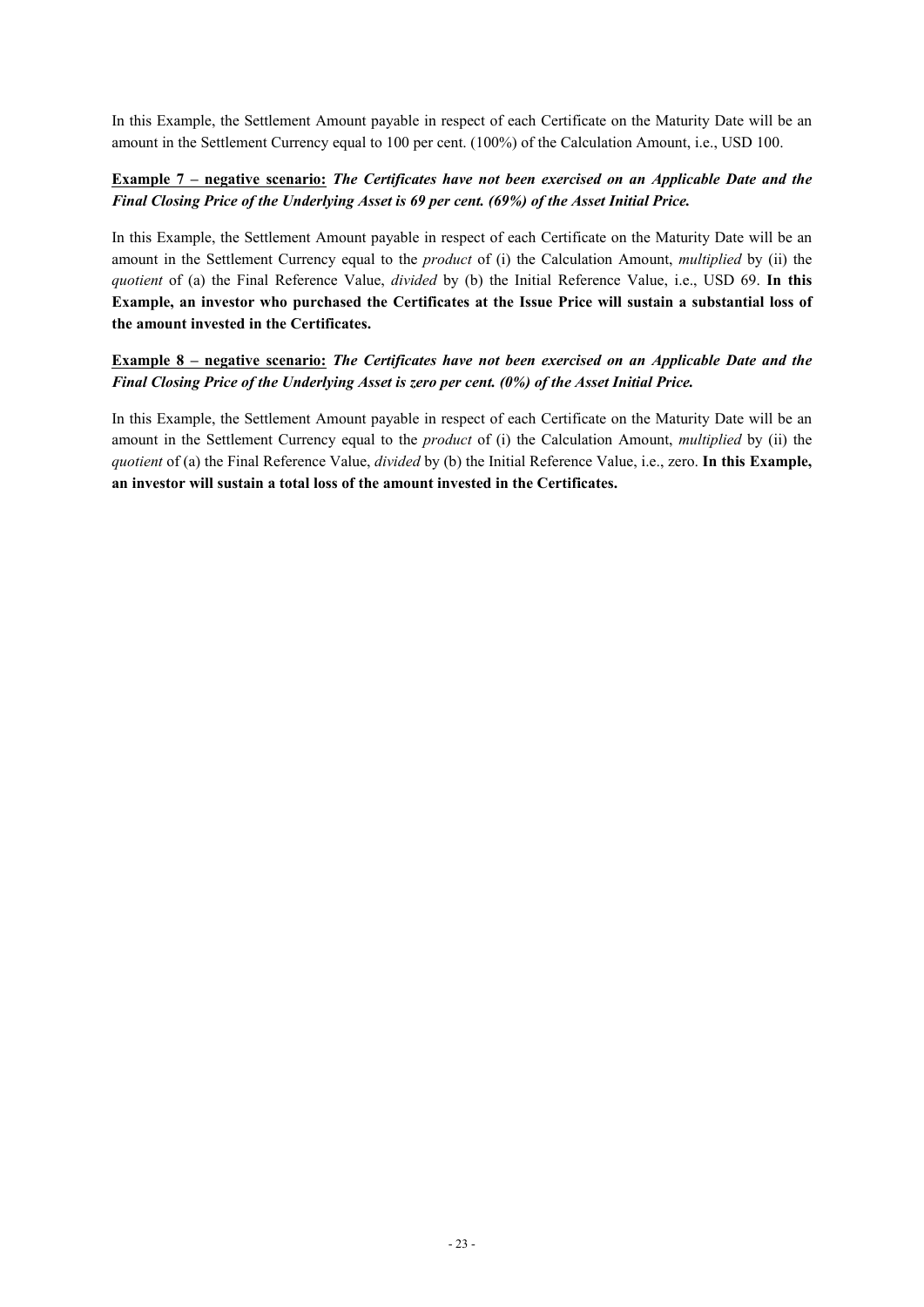In this Example, the Settlement Amount payable in respect of each Certificate on the Maturity Date will be an amount in the Settlement Currency equal to 100 per cent. (100%) of the Calculation Amount, i.e., USD 100.

**<u>Example 7 – negative scenario:</u>** ***The Certificates have not been exercised on an Applicable Date and the Final Closing Price of the Underlying Asset is 69 per cent. (69%) of the Asset Initial Price.***

In this Example, the Settlement Amount payable in respect of each Certificate on the Maturity Date will be an amount in the Settlement Currency equal to the *product* of (i) the Calculation Amount, *multiplied* by (ii) the *quotient* of (a) the Final Reference Value, *divided* by (b) the Initial Reference Value, i.e., USD 69. **In this Example, an investor who purchased the Certificates at the Issue Price will sustain a substantial loss of the amount invested in the Certificates.**

**<u>Example 8 – negative scenario:</u>** ***The Certificates have not been exercised on an Applicable Date and the Final Closing Price of the Underlying Asset is zero per cent. (0%) of the Asset Initial Price.***

In this Example, the Settlement Amount payable in respect of each Certificate on the Maturity Date will be an amount in the Settlement Currency equal to the *product* of (i) the Calculation Amount, *multiplied* by (ii) the *quotient* of (a) the Final Reference Value, *divided* by (b) the Initial Reference Value, i.e., zero. **In this Example, an investor will sustain a total loss of the amount invested in the Certificates.**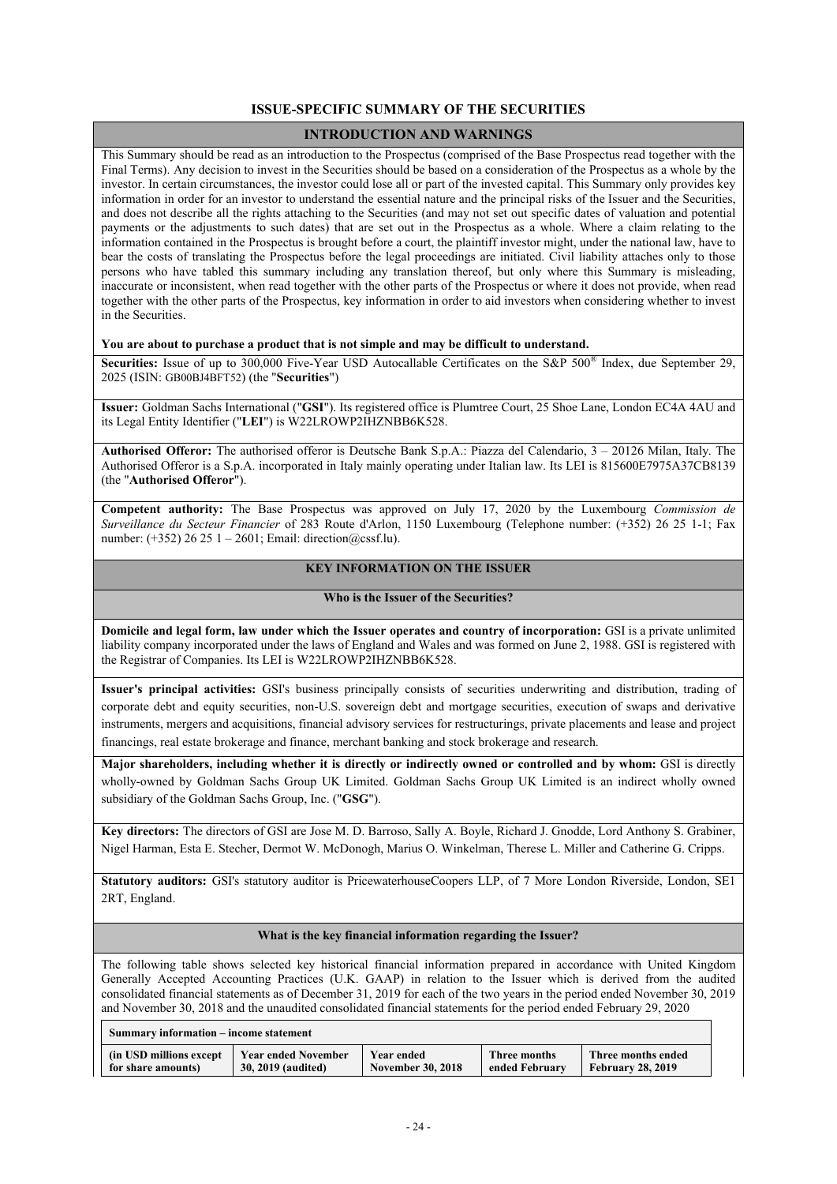## ISSUE-SPECIFIC SUMMARY OF THE SECURITIES

### INTRODUCTION AND WARNINGS

This Summary should be read as an introduction to the Prospectus (comprised of the Base Prospectus read together with the Final Terms). Any decision to invest in the Securities should be based on a consideration of the Prospectus as a whole by the investor. In certain circumstances, the investor could lose all or part of the invested capital. This Summary only provides key information in order for an investor to understand the essential nature and the principal risks of the Issuer and the Securities, and does not describe all the rights attaching to the Securities (and may not set out specific dates of valuation and potential payments or the adjustments to such dates) that are set out in the Prospectus as a whole. Where a claim relating to the information contained in the Prospectus is brought before a court, the plaintiff investor might, under the national law, have to bear the costs of translating the Prospectus before the legal proceedings are initiated. Civil liability attaches only to those persons who have tabled this summary including any translation thereof, but only where this Summary is misleading, inaccurate or inconsistent, when read together with the other parts of the Prospectus or where it does not provide, when read together with the other parts of the Prospectus, key information in order to aid investors when considering whether to invest in the Securities.

**You are about to purchase a product that is not simple and may be difficult to understand.**

**Securities:** Issue of up to 300,000 Five-Year USD Autocallable Certificates on the S&P 500® Index, due September 29, 2025 (ISIN: GB00BJ4BFT52) (the "**Securities**")

**Issuer:** Goldman Sachs International ("**GSI**"). Its registered office is Plumtree Court, 25 Shoe Lane, London EC4A 4AU and its Legal Entity Identifier ("**LEI**") is W22LROWP2IHZNBB6K528.

**Authorised Offeror:** The authorised offeror is Deutsche Bank S.p.A.: Piazza del Calendario, 3 – 20126 Milan, Italy. The Authorised Offeror is a S.p.A. incorporated in Italy mainly operating under Italian law. Its LEI is 815600E7975A37CB8139 (the "**Authorised Offeror**").

**Competent authority:** The Base Prospectus was approved on July 17, 2020 by the Luxembourg *Commission de Surveillance du Secteur Financier* of 283 Route d'Arlon, 1150 Luxembourg (Telephone number: (+352) 26 25 1-1; Fax number: (+352) 26 25 1 – 2601; Email: direction@cssf.lu).

### KEY INFORMATION ON THE ISSUER

#### Who is the Issuer of the Securities?

**Domicile and legal form, law under which the Issuer operates and country of incorporation:** GSI is a private unlimited liability company incorporated under the laws of England and Wales and was formed on June 2, 1988. GSI is registered with the Registrar of Companies. Its LEI is W22LROWP2IHZNBB6K528.

**Issuer's principal activities:** GSI's business principally consists of securities underwriting and distribution, trading of corporate debt and equity securities, non-U.S. sovereign debt and mortgage securities, execution of swaps and derivative instruments, mergers and acquisitions, financial advisory services for restructurings, private placements and lease and project financings, real estate brokerage and finance, merchant banking and stock brokerage and research.

**Major shareholders, including whether it is directly or indirectly owned or controlled and by whom:** GSI is directly wholly-owned by Goldman Sachs Group UK Limited. Goldman Sachs Group UK Limited is an indirect wholly owned subsidiary of the Goldman Sachs Group, Inc. ("**GSG**").

**Key directors:** The directors of GSI are Jose M. D. Barroso, Sally A. Boyle, Richard J. Gnodde, Lord Anthony S. Grabiner, Nigel Harman, Esta E. Stecher, Dermot W. McDonogh, Marius O. Winkelman, Therese L. Miller and Catherine G. Cripps.

**Statutory auditors:** GSI's statutory auditor is PricewaterhouseCoopers LLP, of 7 More London Riverside, London, SE1 2RT, England.

#### What is the key financial information regarding the Issuer?

The following table shows selected key historical financial information prepared in accordance with United Kingdom Generally Accepted Accounting Practices (U.K. GAAP) in relation to the Issuer which is derived from the audited consolidated financial statements as of December 31, 2019 for each of the two years in the period ended November 30, 2019 and November 30, 2018 and the unaudited consolidated financial statements for the period ended February 29, 2020

| Summary information – income statement | | | | |
|---|---|---|---|---|
| **(in USD millions except for share amounts)** | **Year ended November 30, 2019 (audited)** | **Year ended November 30, 2018** | **Three months ended February** | **Three months ended February 28, 2019** |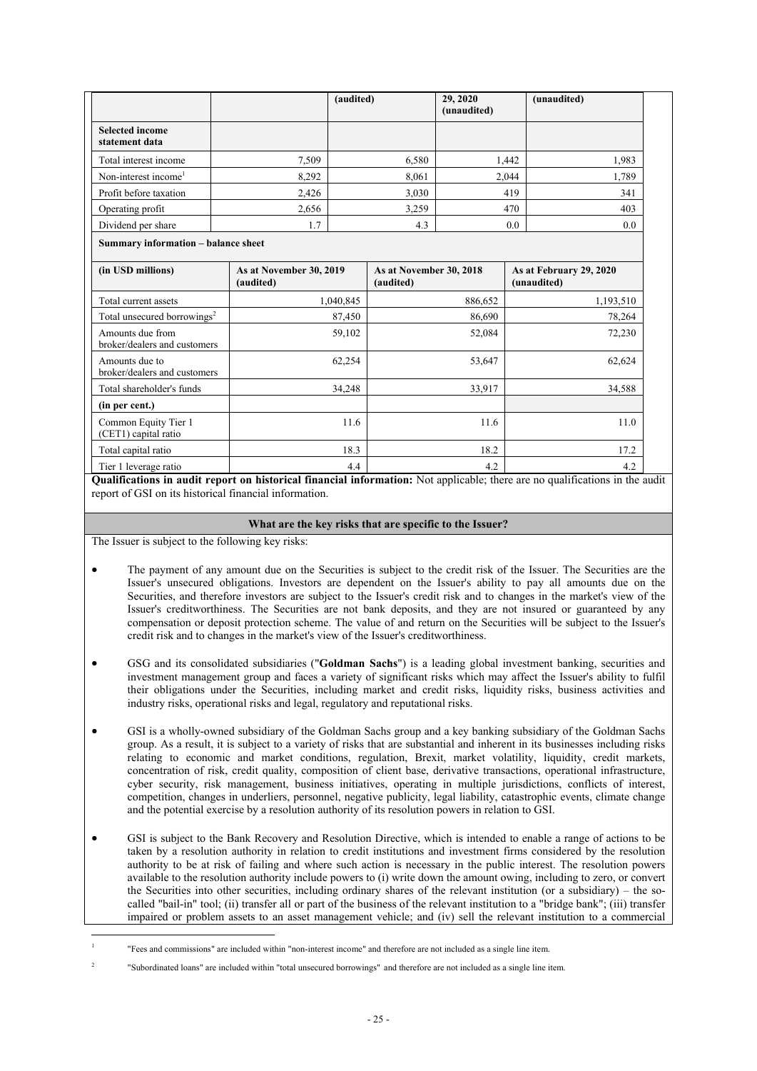| | | (audited) | 29, 2020 (unaudited) | (unaudited) |
|---|---|---|---|---|
| **Selected income statement data** | | | | |
| Total interest income | 7,509 | 6,580 | 1,442 | 1,983 |
| Non-interest income[1] | 8,292 | 8,061 | 2,044 | 1,789 |
| Profit before taxation | 2,426 | 3,030 | 419 | 341 |
| Operating profit | 2,656 | 3,259 | 470 | 403 |
| Dividend per share | 1.7 | 4.3 | 0.0 | 0.0 |

**Summary information – balance sheet**

| (in USD millions) | As at November 30, 2019 (audited) | As at November 30, 2018 (audited) | As at February 29, 2020 (unaudited) |
|---|---|---|---|
| Total current assets | 1,040,845 | 886,652 | 1,193,510 |
| Total unsecured borrowings[2] | 87,450 | 86,690 | 78,264 |
| Amounts due from broker/dealers and customers | 59,102 | 52,084 | 72,230 |
| Amounts due to broker/dealers and customers | 62,254 | 53,647 | 62,624 |
| Total shareholder's funds | 34,248 | 33,917 | 34,588 |
| **(in per cent.)** | | | |
| Common Equity Tier 1 (CET1) capital ratio | 11.6 | 11.6 | 11.0 |
| Total capital ratio | 18.3 | 18.2 | 17.2 |
| Tier 1 leverage ratio | 4.4 | 4.2 | 4.2 |

**Qualifications in audit report on historical financial information:** Not applicable; there are no qualifications in the audit report of GSI on its historical financial information.

**What are the key risks that are specific to the Issuer?**

The Issuer is subject to the following key risks:

- The payment of any amount due on the Securities is subject to the credit risk of the Issuer. The Securities are the Issuer's unsecured obligations. Investors are dependent on the Issuer's ability to pay all amounts due on the Securities, and therefore investors are subject to the Issuer's credit risk and to changes in the market's view of the Issuer's creditworthiness. The Securities are not bank deposits, and they are not insured or guaranteed by any compensation or deposit protection scheme. The value of and return on the Securities will be subject to the Issuer's credit risk and to changes in the market's view of the Issuer's creditworthiness.

- GSG and its consolidated subsidiaries ("**Goldman Sachs**") is a leading global investment banking, securities and investment management group and faces a variety of significant risks which may affect the Issuer's ability to fulfil their obligations under the Securities, including market and credit risks, liquidity risks, business activities and industry risks, operational risks and legal, regulatory and reputational risks.

- GSI is a wholly-owned subsidiary of the Goldman Sachs group and a key banking subsidiary of the Goldman Sachs group. As a result, it is subject to a variety of risks that are substantial and inherent in its businesses including risks relating to economic and market conditions, regulation, Brexit, market volatility, liquidity, credit markets, concentration of risk, credit quality, composition of client base, derivative transactions, operational infrastructure, cyber security, risk management, business initiatives, operating in multiple jurisdictions, conflicts of interest, competition, changes in underliers, personnel, negative publicity, legal liability, catastrophic events, climate change and the potential exercise by a resolution authority of its resolution powers in relation to GSI.

- GSI is subject to the Bank Recovery and Resolution Directive, which is intended to enable a range of actions to be taken by a resolution authority in relation to credit institutions and investment firms considered by the resolution authority to be at risk of failing and where such action is necessary in the public interest. The resolution powers available to the resolution authority include powers to (i) write down the amount owing, including to zero, or convert the Securities into other securities, including ordinary shares of the relevant institution (or a subsidiary) – the so-called "bail-in" tool; (ii) transfer all or part of the business of the relevant institution to a "bridge bank"; (iii) transfer impaired or problem assets to an asset management vehicle; and (iv) sell the relevant institution to a commercial

[1] "Fees and commissions" are included within "non-interest income" and therefore are not included as a single line item.

[2] "Subordinated loans" are included within "total unsecured borrowings" and therefore are not included as a single line item.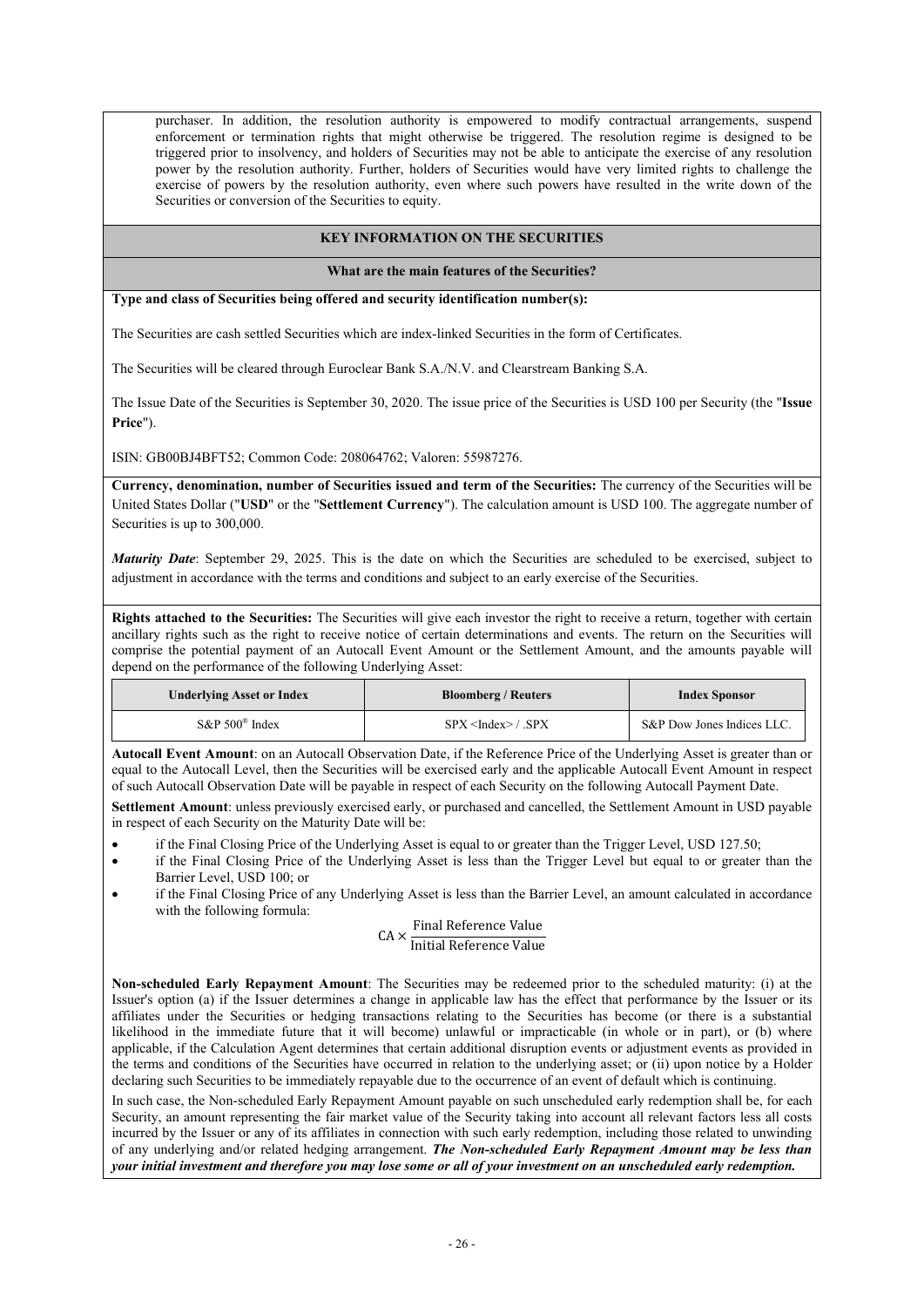purchaser. In addition, the resolution authority is empowered to modify contractual arrangements, suspend enforcement or termination rights that might otherwise be triggered. The resolution regime is designed to be triggered prior to insolvency, and holders of Securities may not be able to anticipate the exercise of any resolution power by the resolution authority. Further, holders of Securities would have very limited rights to challenge the exercise of powers by the resolution authority, even where such powers have resulted in the write down of the Securities or conversion of the Securities to equity.

## KEY INFORMATION ON THE SECURITIES

### What are the main features of the Securities?

**Type and class of Securities being offered and security identification number(s):**

The Securities are cash settled Securities which are index-linked Securities in the form of Certificates.

The Securities will be cleared through Euroclear Bank S.A./N.V. and Clearstream Banking S.A.

The Issue Date of the Securities is September 30, 2020. The issue price of the Securities is USD 100 per Security (the "**Issue Price**").

ISIN: GB00BJ4BFT52; Common Code: 208064762; Valoren: 55987276.

**Currency, denomination, number of Securities issued and term of the Securities:** The currency of the Securities will be United States Dollar ("**USD**" or the "**Settlement Currency**"). The calculation amount is USD 100. The aggregate number of Securities is up to 300,000.

***Maturity Date***: September 29, 2025. This is the date on which the Securities are scheduled to be exercised, subject to adjustment in accordance with the terms and conditions and subject to an early exercise of the Securities.

**Rights attached to the Securities:** The Securities will give each investor the right to receive a return, together with certain ancillary rights such as the right to receive notice of certain determinations and events. The return on the Securities will comprise the potential payment of an Autocall Event Amount or the Settlement Amount, and the amounts payable will depend on the performance of the following Underlying Asset:

| Underlying Asset or Index | Bloomberg / Reuters | Index Sponsor |
|---|---|---|
| S&P 500® Index | SPX <Index> / .SPX | S&P Dow Jones Indices LLC. |

**Autocall Event Amount**: on an Autocall Observation Date, if the Reference Price of the Underlying Asset is greater than or equal to the Autocall Level, then the Securities will be exercised early and the applicable Autocall Event Amount in respect of such Autocall Observation Date will be payable in respect of each Security on the following Autocall Payment Date.

**Settlement Amount**: unless previously exercised early, or purchased and cancelled, the Settlement Amount in USD payable in respect of each Security on the Maturity Date will be:

- if the Final Closing Price of the Underlying Asset is equal to or greater than the Trigger Level, USD 127.50;
- if the Final Closing Price of the Underlying Asset is less than the Trigger Level but equal to or greater than the Barrier Level, USD 100; or
- if the Final Closing Price of any Underlying Asset is less than the Barrier Level, an amount calculated in accordance with the following formula:

$$\text{CA} \times \frac{\text{Final Reference Value}}{\text{Initial Reference Value}}$$

**Non-scheduled Early Repayment Amount**: The Securities may be redeemed prior to the scheduled maturity: (i) at the Issuer's option (a) if the Issuer determines a change in applicable law has the effect that performance by the Issuer or its affiliates under the Securities or hedging transactions relating to the Securities has become (or there is a substantial likelihood in the immediate future that it will become) unlawful or impracticable (in whole or in part), or (b) where applicable, if the Calculation Agent determines that certain additional disruption events or adjustment events as provided in the terms and conditions of the Securities have occurred in relation to the underlying asset; or (ii) upon notice by a Holder declaring such Securities to be immediately repayable due to the occurrence of an event of default which is continuing.

In such case, the Non-scheduled Early Repayment Amount payable on such unscheduled early redemption shall be, for each Security, an amount representing the fair market value of the Security taking into account all relevant factors less all costs incurred by the Issuer or any of its affiliates in connection with such early redemption, including those related to unwinding of any underlying and/or related hedging arrangement. ***The Non-scheduled Early Repayment Amount may be less than your initial investment and therefore you may lose some or all of your investment on an unscheduled early redemption.***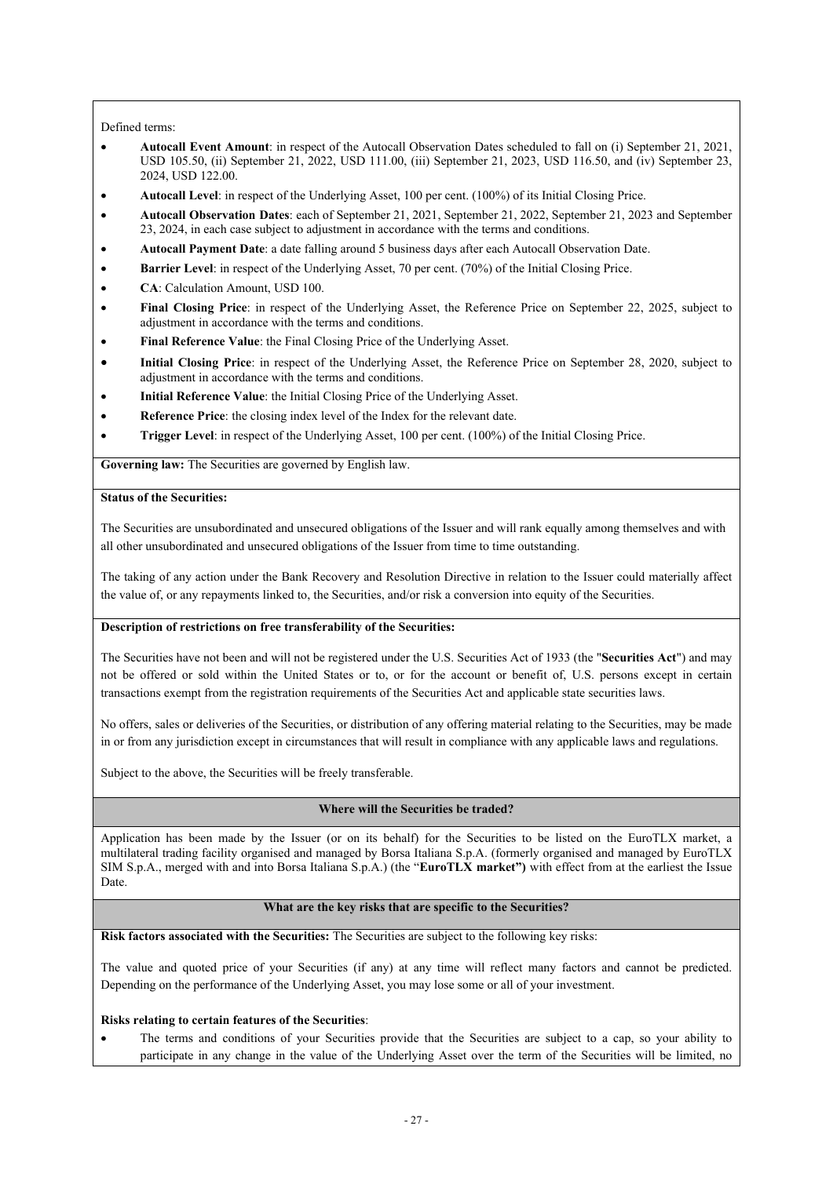Defined terms:

- **Autocall Event Amount**: in respect of the Autocall Observation Dates scheduled to fall on (i) September 21, 2021, USD 105.50, (ii) September 21, 2022, USD 111.00, (iii) September 21, 2023, USD 116.50, and (iv) September 23, 2024, USD 122.00.
- **Autocall Level**: in respect of the Underlying Asset, 100 per cent. (100%) of its Initial Closing Price.
- **Autocall Observation Dates**: each of September 21, 2021, September 21, 2022, September 21, 2023 and September 23, 2024, in each case subject to adjustment in accordance with the terms and conditions.
- **Autocall Payment Date**: a date falling around 5 business days after each Autocall Observation Date.
- **Barrier Level**: in respect of the Underlying Asset, 70 per cent. (70%) of the Initial Closing Price.
- **CA**: Calculation Amount, USD 100.
- **Final Closing Price**: in respect of the Underlying Asset, the Reference Price on September 22, 2025, subject to adjustment in accordance with the terms and conditions.
- **Final Reference Value**: the Final Closing Price of the Underlying Asset.
- **Initial Closing Price**: in respect of the Underlying Asset, the Reference Price on September 28, 2020, subject to adjustment in accordance with the terms and conditions.
- **Initial Reference Value**: the Initial Closing Price of the Underlying Asset.
- **Reference Price**: the closing index level of the Index for the relevant date.
- **Trigger Level**: in respect of the Underlying Asset, 100 per cent. (100%) of the Initial Closing Price.

**Governing law:** The Securities are governed by English law.

**Status of the Securities:**

The Securities are unsubordinated and unsecured obligations of the Issuer and will rank equally among themselves and with all other unsubordinated and unsecured obligations of the Issuer from time to time outstanding.

The taking of any action under the Bank Recovery and Resolution Directive in relation to the Issuer could materially affect the value of, or any repayments linked to, the Securities, and/or risk a conversion into equity of the Securities.

**Description of restrictions on free transferability of the Securities:**

The Securities have not been and will not be registered under the U.S. Securities Act of 1933 (the "**Securities Act**") and may not be offered or sold within the United States or to, or for the account or benefit of, U.S. persons except in certain transactions exempt from the registration requirements of the Securities Act and applicable state securities laws.

No offers, sales or deliveries of the Securities, or distribution of any offering material relating to the Securities, may be made in or from any jurisdiction except in circumstances that will result in compliance with any applicable laws and regulations.

Subject to the above, the Securities will be freely transferable.

### Where will the Securities be traded?

Application has been made by the Issuer (or on its behalf) for the Securities to be listed on the EuroTLX market, a multilateral trading facility organised and managed by Borsa Italiana S.p.A. (formerly organised and managed by EuroTLX SIM S.p.A., merged with and into Borsa Italiana S.p.A.) (the "**EuroTLX market")** with effect from at the earliest the Issue Date.

### What are the key risks that are specific to the Securities?

**Risk factors associated with the Securities:** The Securities are subject to the following key risks:

The value and quoted price of your Securities (if any) at any time will reflect many factors and cannot be predicted. Depending on the performance of the Underlying Asset, you may lose some or all of your investment.

**Risks relating to certain features of the Securities**:

- The terms and conditions of your Securities provide that the Securities are subject to a cap, so your ability to participate in any change in the value of the Underlying Asset over the term of the Securities will be limited, no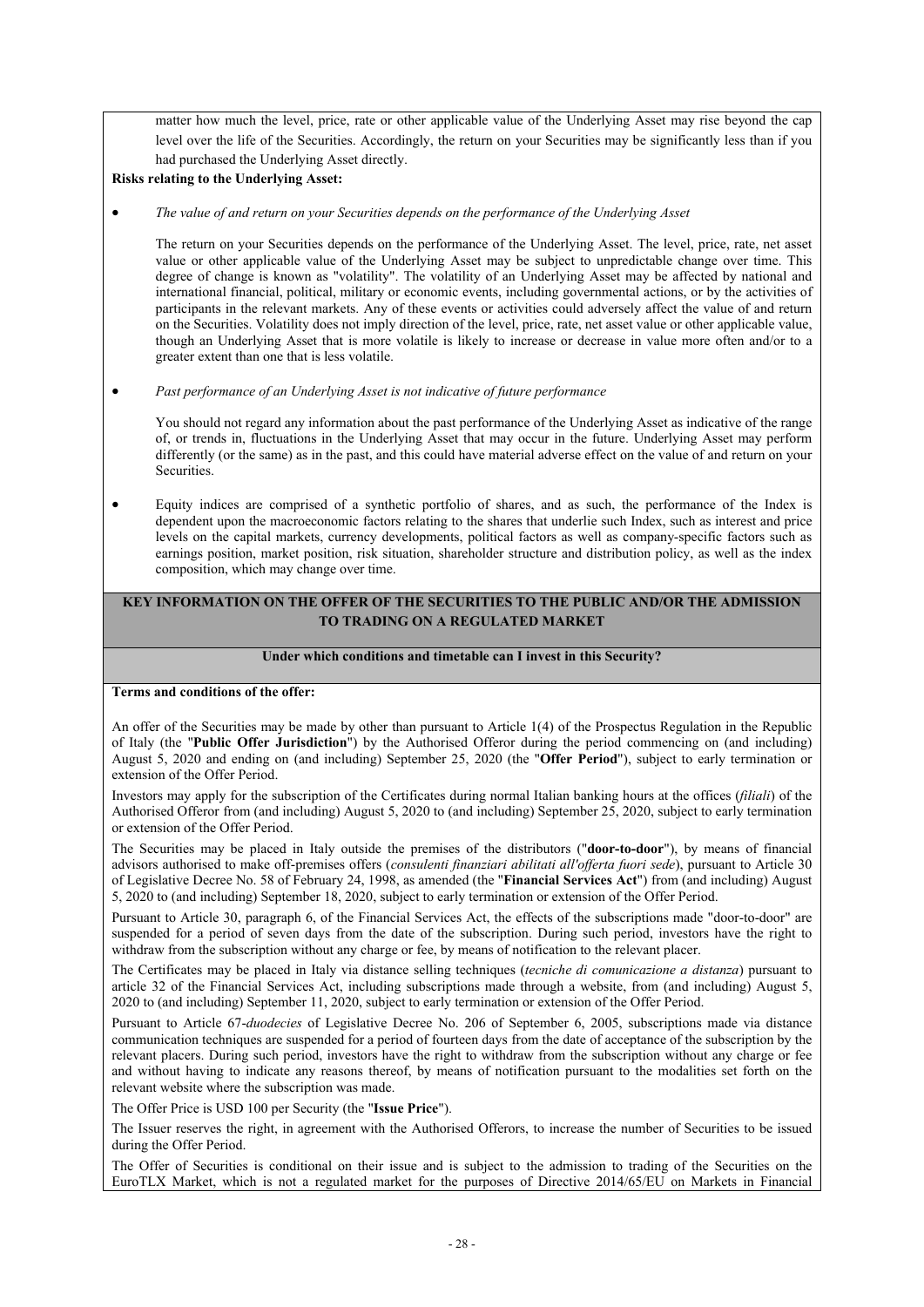matter how much the level, price, rate or other applicable value of the Underlying Asset may rise beyond the cap level over the life of the Securities. Accordingly, the return on your Securities may be significantly less than if you had purchased the Underlying Asset directly.

**Risks relating to the Underlying Asset:**

- *The value of and return on your Securities depends on the performance of the Underlying Asset*

  The return on your Securities depends on the performance of the Underlying Asset. The level, price, rate, net asset value or other applicable value of the Underlying Asset may be subject to unpredictable change over time. This degree of change is known as "volatility". The volatility of an Underlying Asset may be affected by national and international financial, political, military or economic events, including governmental actions, or by the activities of participants in the relevant markets. Any of these events or activities could adversely affect the value of and return on the Securities. Volatility does not imply direction of the level, price, rate, net asset value or other applicable value, though an Underlying Asset that is more volatile is likely to increase or decrease in value more often and/or to a greater extent than one that is less volatile.

- *Past performance of an Underlying Asset is not indicative of future performance*

  You should not regard any information about the past performance of the Underlying Asset as indicative of the range of, or trends in, fluctuations in the Underlying Asset that may occur in the future. Underlying Asset may perform differently (or the same) as in the past, and this could have material adverse effect on the value of and return on your Securities.

- Equity indices are comprised of a synthetic portfolio of shares, and as such, the performance of the Index is dependent upon the macroeconomic factors relating to the shares that underlie such Index, such as interest and price levels on the capital markets, currency developments, political factors as well as company-specific factors such as earnings position, market position, risk situation, shareholder structure and distribution policy, as well as the index composition, which may change over time.

## KEY INFORMATION ON THE OFFER OF THE SECURITIES TO THE PUBLIC AND/OR THE ADMISSION TO TRADING ON A REGULATED MARKET

### Under which conditions and timetable can I invest in this Security?

**Terms and conditions of the offer:**

An offer of the Securities may be made by other than pursuant to Article 1(4) of the Prospectus Regulation in the Republic of Italy (the "**Public Offer Jurisdiction**") by the Authorised Offeror during the period commencing on (and including) August 5, 2020 and ending on (and including) September 25, 2020 (the "**Offer Period**"), subject to early termination or extension of the Offer Period.

Investors may apply for the subscription of the Certificates during normal Italian banking hours at the offices (*filiali*) of the Authorised Offeror from (and including) August 5, 2020 to (and including) September 25, 2020, subject to early termination or extension of the Offer Period.

The Securities may be placed in Italy outside the premises of the distributors ("**door-to-door**"), by means of financial advisors authorised to make off-premises offers (*consulenti finanziari abilitati all'offerta fuori sede*), pursuant to Article 30 of Legislative Decree No. 58 of February 24, 1998, as amended (the "**Financial Services Act**") from (and including) August 5, 2020 to (and including) September 18, 2020, subject to early termination or extension of the Offer Period.

Pursuant to Article 30, paragraph 6, of the Financial Services Act, the effects of the subscriptions made "door-to-door" are suspended for a period of seven days from the date of the subscription. During such period, investors have the right to withdraw from the subscription without any charge or fee, by means of notification to the relevant placer.

The Certificates may be placed in Italy via distance selling techniques (*tecniche di comunicazione a distanza*) pursuant to article 32 of the Financial Services Act, including subscriptions made through a website, from (and including) August 5, 2020 to (and including) September 11, 2020, subject to early termination or extension of the Offer Period.

Pursuant to Article 67-*duodecies* of Legislative Decree No. 206 of September 6, 2005, subscriptions made via distance communication techniques are suspended for a period of fourteen days from the date of acceptance of the subscription by the relevant placers. During such period, investors have the right to withdraw from the subscription without any charge or fee and without having to indicate any reasons thereof, by means of notification pursuant to the modalities set forth on the relevant website where the subscription was made.

The Offer Price is USD 100 per Security (the "**Issue Price**").

The Issuer reserves the right, in agreement with the Authorised Offerors, to increase the number of Securities to be issued during the Offer Period.

The Offer of Securities is conditional on their issue and is subject to the admission to trading of the Securities on the EuroTLX Market, which is not a regulated market for the purposes of Directive 2014/65/EU on Markets in Financial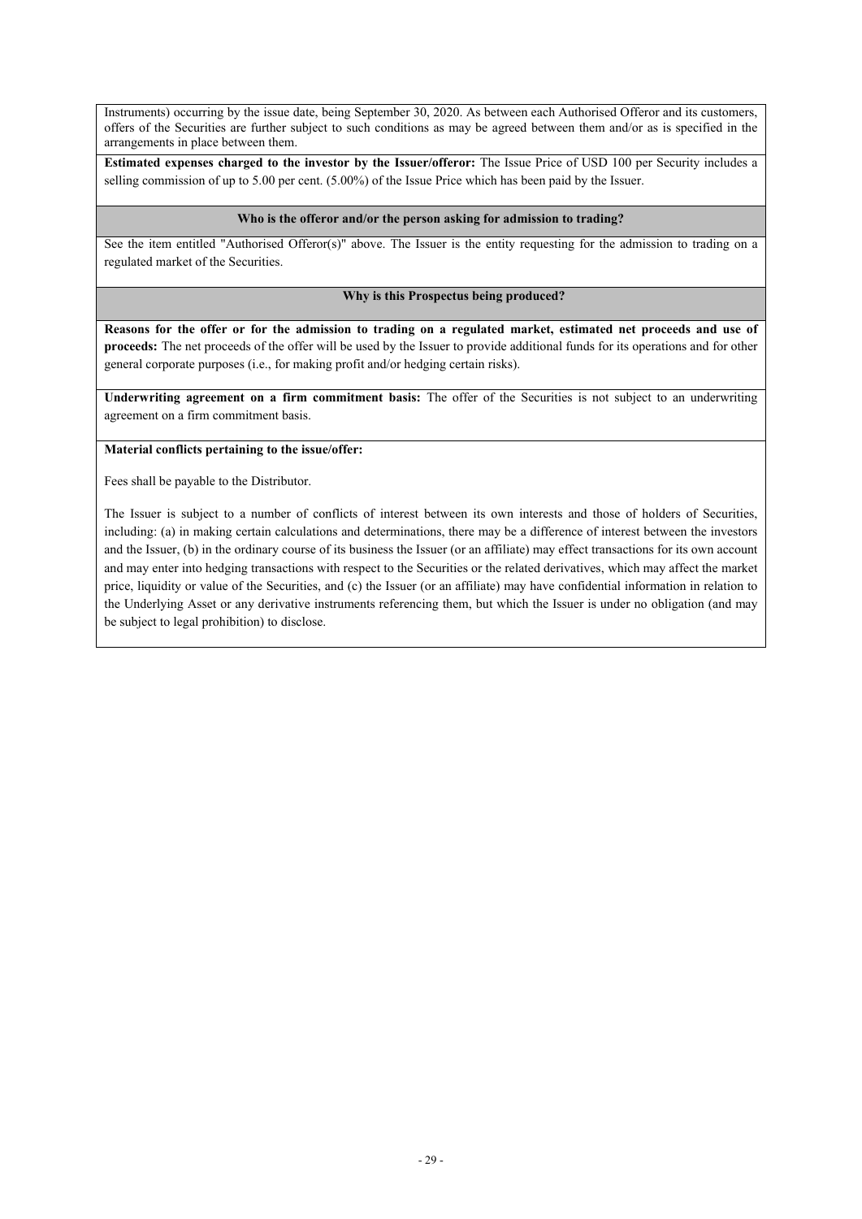Instruments) occurring by the issue date, being September 30, 2020. As between each Authorised Offeror and its customers, offers of the Securities are further subject to such conditions as may be agreed between them and/or as is specified in the arrangements in place between them.

**Estimated expenses charged to the investor by the Issuer/offeror:** The Issue Price of USD 100 per Security includes a selling commission of up to 5.00 per cent. (5.00%) of the Issue Price which has been paid by the Issuer.

**Who is the offeror and/or the person asking for admission to trading?**

See the item entitled "Authorised Offeror(s)" above. The Issuer is the entity requesting for the admission to trading on a regulated market of the Securities.

**Why is this Prospectus being produced?**

**Reasons for the offer or for the admission to trading on a regulated market, estimated net proceeds and use of proceeds:** The net proceeds of the offer will be used by the Issuer to provide additional funds for its operations and for other general corporate purposes (i.e., for making profit and/or hedging certain risks).

**Underwriting agreement on a firm commitment basis:** The offer of the Securities is not subject to an underwriting agreement on a firm commitment basis.

**Material conflicts pertaining to the issue/offer:**

Fees shall be payable to the Distributor.

The Issuer is subject to a number of conflicts of interest between its own interests and those of holders of Securities, including: (a) in making certain calculations and determinations, there may be a difference of interest between the investors and the Issuer, (b) in the ordinary course of its business the Issuer (or an affiliate) may effect transactions for its own account and may enter into hedging transactions with respect to the Securities or the related derivatives, which may affect the market price, liquidity or value of the Securities, and (c) the Issuer (or an affiliate) may have confidential information in relation to the Underlying Asset or any derivative instruments referencing them, but which the Issuer is under no obligation (and may be subject to legal prohibition) to disclose.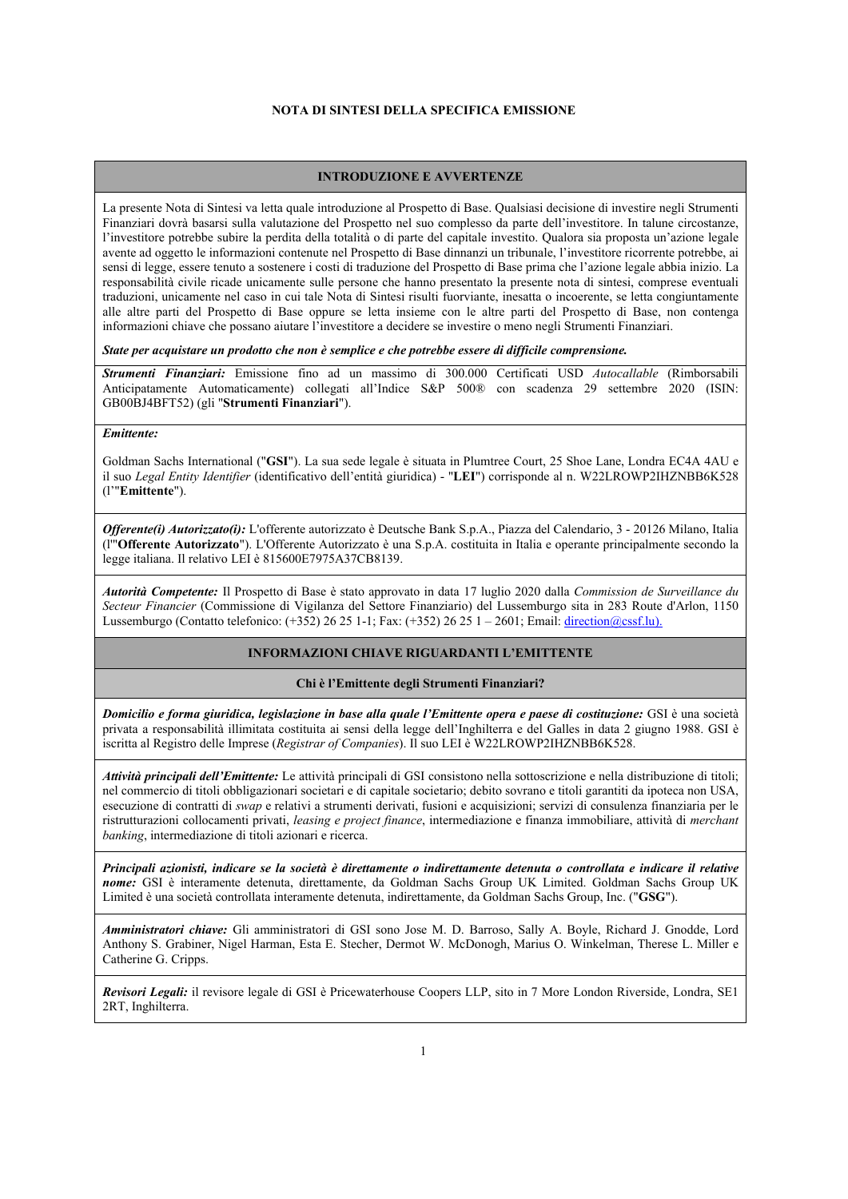# NOTA DI SINTESI DELLA SPECIFICA EMISSIONE

## INTRODUZIONE E AVVERTENZE

La presente Nota di Sintesi va letta quale introduzione al Prospetto di Base. Qualsiasi decisione di investire negli Strumenti Finanziari dovrà basarsi sulla valutazione del Prospetto nel suo complesso da parte dell'investitore. In talune circostanze, l'investitore potrebbe subire la perdita della totalità o di parte del capitale investito. Qualora sia proposta un'azione legale avente ad oggetto le informazioni contenute nel Prospetto di Base dinnanzi un tribunale, l'investitore ricorrente potrebbe, ai sensi di legge, essere tenuto a sostenere i costi di traduzione del Prospetto di Base prima che l'azione legale abbia inizio. La responsabilità civile ricade unicamente sulle persone che hanno presentato la presente nota di sintesi, comprese eventuali traduzioni, unicamente nel caso in cui tale Nota di Sintesi risulti fuorviante, inesatta o incoerente, se letta congiuntamente alle altre parti del Prospetto di Base oppure se letta insieme con le altre parti del Prospetto di Base, non contenga informazioni chiave che possano aiutare l'investitore a decidere se investire o meno negli Strumenti Finanziari.

***State per acquistare un prodotto che non è semplice e che potrebbe essere di difficile comprensione.***

***Strumenti Finanziari:*** Emissione fino ad un massimo di 300.000 Certificati USD *Autocallable* (Rimborsabili Anticipatamente Automaticamente) collegati all'Indice S&P 500® con scadenza 29 settembre 2020 (ISIN: GB00BJ4BFT52) (gli "**Strumenti Finanziari**").

***Emittente:***

Goldman Sachs International ("**GSI**"). La sua sede legale è situata in Plumtree Court, 25 Shoe Lane, Londra EC4A 4AU e il suo *Legal Entity Identifier* (identificativo dell'entità giuridica) - "**LEI**") corrisponde al n. W22LROWP2IHZNBB6K528 (l'"**Emittente**").

***Offerente(i) Autorizzato(i):*** L'offerente autorizzato è Deutsche Bank S.p.A., Piazza del Calendario, 3 - 20126 Milano, Italia (l'"**Offerente Autorizzato**"). L'Offerente Autorizzato è una S.p.A. costituita in Italia e operante principalmente secondo la legge italiana. Il relativo LEI è 815600E7975A37CB8139.

***Autorità Competente:*** Il Prospetto di Base è stato approvato in data 17 luglio 2020 dalla *Commission de Surveillance du Secteur Financier* (Commissione di Vigilanza del Settore Finanziario) del Lussemburgo sita in 283 Route d'Arlon, 1150 Lussemburgo (Contatto telefonico: (+352) 26 25 1-1; Fax: (+352) 26 25 1 – 2601; Email: direction@cssf.lu).

## INFORMAZIONI CHIAVE RIGUARDANTI L'EMITTENTE

### Chi è l'Emittente degli Strumenti Finanziari?

***Domicilio e forma giuridica, legislazione in base alla quale l'Emittente opera e paese di costituzione:*** GSI è una società privata a responsabilità illimitata costituita ai sensi della legge dell'Inghilterra e del Galles in data 2 giugno 1988. GSI è iscritta al Registro delle Imprese (*Registrar of Companies*). Il suo LEI è W22LROWP2IHZNBB6K528.

***Attività principali dell'Emittente:*** Le attività principali di GSI consistono nella sottoscrizione e nella distribuzione di titoli; nel commercio di titoli obbligazionari societari e di capitale societario; debito sovrano e titoli garantiti da ipoteca non USA, esecuzione di contratti di *swap* e relativi a strumenti derivati, fusioni e acquisizioni; servizi di consulenza finanziaria per le ristrutturazioni collocamenti privati, *leasing e project finance*, intermediazione e finanza immobiliare, attività di *merchant banking*, intermediazione di titoli azionari e ricerca.

***Principali azionisti, indicare se la società è direttamente o indirettamente detenuta o controllata e indicare il relative nome:*** GSI è interamente detenuta, direttamente, da Goldman Sachs Group UK Limited. Goldman Sachs Group UK Limited è una società controllata interamente detenuta, indirettamente, da Goldman Sachs Group, Inc. ("**GSG**").

***Amministratori chiave:*** Gli amministratori di GSI sono Jose M. D. Barroso, Sally A. Boyle, Richard J. Gnodde, Lord Anthony S. Grabiner, Nigel Harman, Esta E. Stecher, Dermot W. McDonogh, Marius O. Winkelman, Therese L. Miller e Catherine G. Cripps.

***Revisori Legali:*** il revisore legale di GSI è Pricewaterhouse Coopers LLP, sito in 7 More London Riverside, Londra, SE1 2RT, Inghilterra.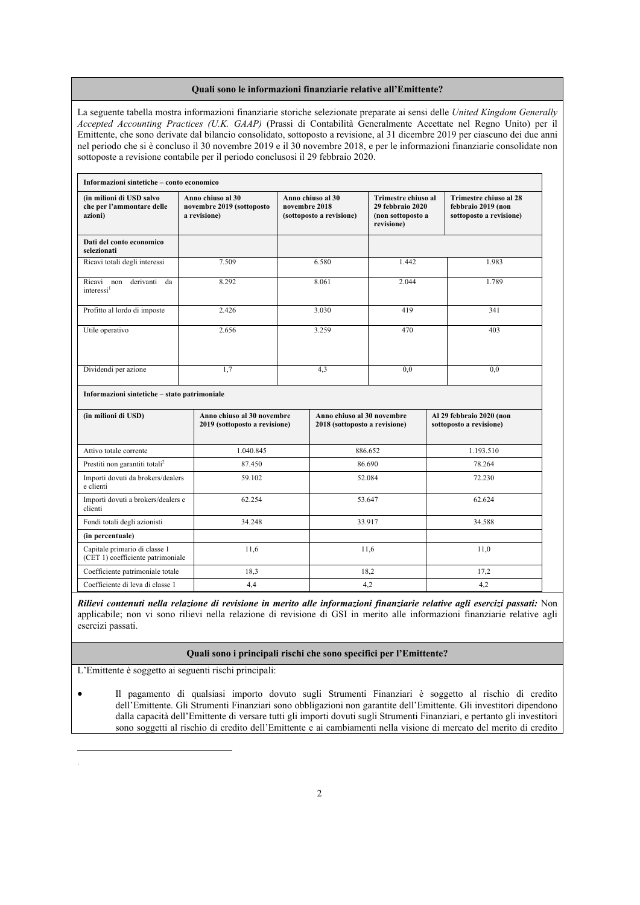### Quali sono le informazioni finanziarie relative all'Emittente?

La seguente tabella mostra informazioni finanziarie storiche selezionate preparate ai sensi delle *United Kingdom Generally Accepted Accounting Practices (U.K. GAAP)* (Prassi di Contabilità Generalmente Accettate nel Regno Unito) per il Emittente, che sono derivate dal bilancio consolidato, sottoposto a revisione, al 31 dicembre 2019 per ciascuno dei due anni nel periodo che si è concluso il 30 novembre 2019 e il 30 novembre 2018, e per le informazioni finanziarie consolidate non sottoposte a revisione contabile per il periodo conclusosi il 29 febbraio 2020.

| **Informazioni sintetiche – conto economico** | | | | |
|---|---|---|---|---|
| **(in milioni di USD salvo che per l'ammontare delle azioni)** | **Anno chiuso al 30 novembre 2019 (sottoposto a revisione)** | **Anno chiuso al 30 novembre 2018 (sottoposto a revisione)** | **Trimestre chiuso al 29 febbraio 2020 (non sottoposto a revisione)** | **Trimestre chiuso al 28 febbraio 2019 (non sottoposto a revisione)** |
| **Dati del conto economico selezionati** | | | | |
| Ricavi totali degli interessi | 7.509 | 6.580 | 1.442 | 1.983 |
| Ricavi non derivanti da interessi[1] | 8.292 | 8.061 | 2.044 | 1.789 |
| Profitto al lordo di imposte | 2.426 | 3.030 | 419 | 341 |
| Utile operativo | 2.656 | 3.259 | 470 | 403 |
| Dividendi per azione | 1,7 | 4,3 | 0,0 | 0,0 |

| **Informazioni sintetiche – stato patrimoniale** | | | |
|---|---|---|---|
| **(in milioni di USD)** | **Anno chiuso al 30 novembre 2019 (sottoposto a revisione)** | **Anno chiuso al 30 novembre 2018 (sottoposto a revisione)** | **Al 29 febbraio 2020 (non sottoposto a revisione)** |
| Attivo totale corrente | 1.040.845 | 886.652 | 1.193.510 |
| Prestiti non garantiti totali[2] | 87.450 | 86.690 | 78.264 |
| Importi dovuti da brokers/dealers e clienti | 59.102 | 52.084 | 72.230 |
| Importi dovuti a brokers/dealers e clienti | 62.254 | 53.647 | 62.624 |
| Fondi totali degli azionisti | 34.248 | 33.917 | 34.588 |
| **(in percentuale)** | | | |
| Capitale primario di classe 1 (CET 1) coefficiente patrimoniale | 11,6 | 11,6 | 11,0 |
| Coefficiente patrimoniale totale | 18,3 | 18,2 | 17,2 |
| Coefficiente di leva di classe 1 | 4,4 | 4,2 | 4,2 |

***Rilievi contenuti nella relazione di revisione in merito alle informazioni finanziarie relative agli esercizi passati:*** Non applicabile; non vi sono rilievi nella relazione di revisione di GSI in merito alle informazioni finanziarie relative agli esercizi passati.

### Quali sono i principali rischi che sono specifici per l'Emittente?

L'Emittente è soggetto ai seguenti rischi principali:

- Il pagamento di qualsiasi importo dovuto sugli Strumenti Finanziari è soggetto al rischio di credito dell'Emittente. Gli Strumenti Finanziari sono obbligazioni non garantite dell'Emittente. Gli investitori dipendono dalla capacità dell'Emittente di versare tutti gli importi dovuti sugli Strumenti Finanziari, e pertanto gli investitori sono soggetti al rischio di credito dell'Emittente e ai cambiamenti nella visione di mercato del merito di credito

.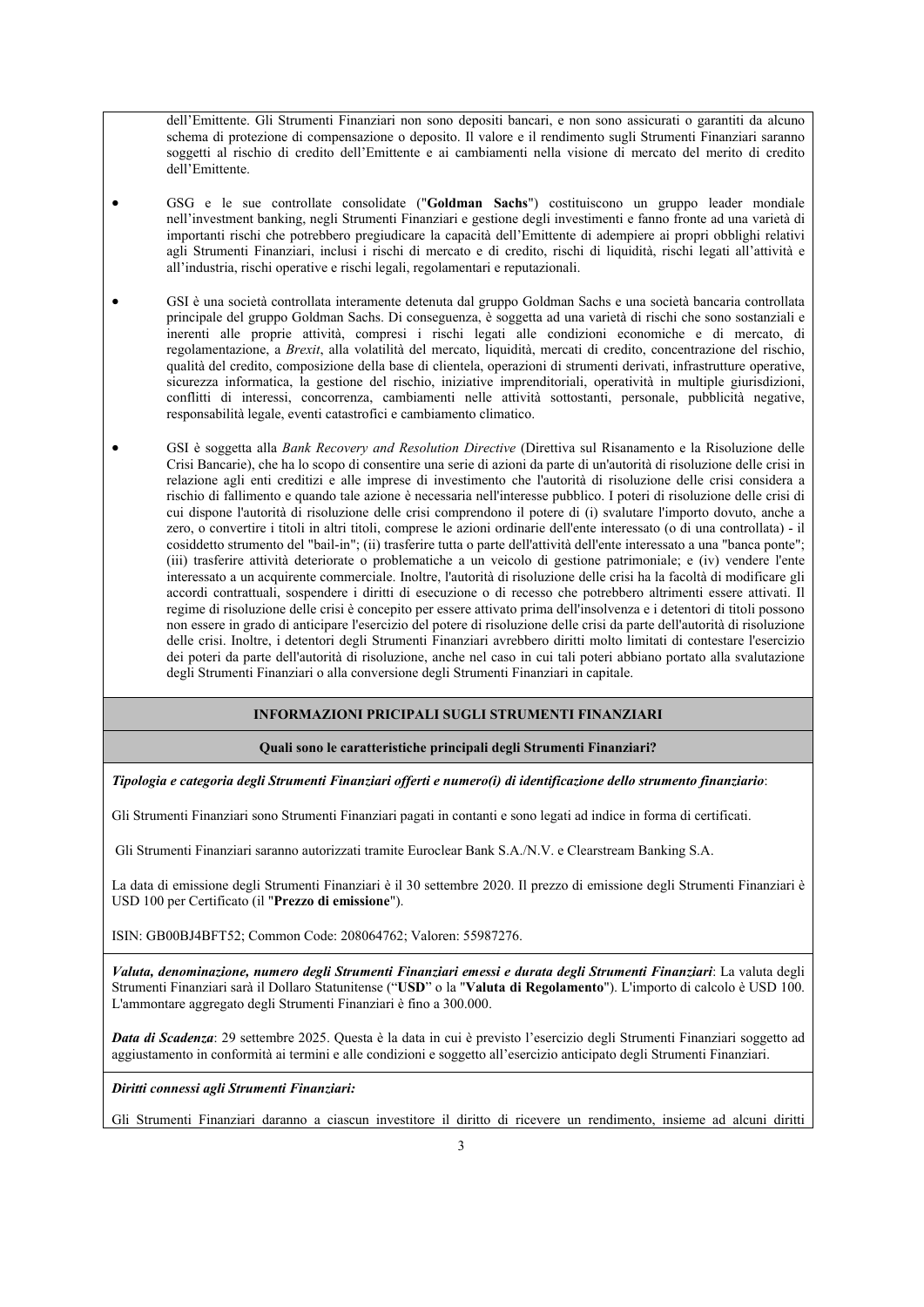dell'Emittente. Gli Strumenti Finanziari non sono depositi bancari, e non sono assicurati o garantiti da alcuno schema di protezione di compensazione o deposito. Il valore e il rendimento sugli Strumenti Finanziari saranno soggetti al rischio di credito dell'Emittente e ai cambiamenti nella visione di mercato del merito di credito dell'Emittente.

- GSG e le sue controllate consolidate ("**Goldman Sachs**") costituiscono un gruppo leader mondiale nell'investment banking, negli Strumenti Finanziari e gestione degli investimenti e fanno fronte ad una varietà di importanti rischi che potrebbero pregiudicare la capacità dell'Emittente di adempiere ai propri obblighi relativi agli Strumenti Finanziari, inclusi i rischi di mercato e di credito, rischi di liquidità, rischi legati all'attività e all'industria, rischi operative e rischi legali, regolamentari e reputazionali.

- GSI è una società controllata interamente detenuta dal gruppo Goldman Sachs e una società bancaria controllata principale del gruppo Goldman Sachs. Di conseguenza, è soggetta ad una varietà di rischi che sono sostanziali e inerenti alle proprie attività, compresi i rischi legati alle condizioni economiche e di mercato, di regolamentazione, a *Brexit*, alla volatilità del mercato, liquidità, mercati di credito, concentrazione del rischio, qualità del credito, composizione della base di clientela, operazioni di strumenti derivati, infrastrutture operative, sicurezza informatica, la gestione del rischio, iniziative imprenditoriali, operatività in multiple giurisdizioni, conflitti di interessi, concorrenza, cambiamenti nelle attività sottostanti, personale, pubblicità negative, responsabilità legale, eventi catastrofici e cambiamento climatico.

- GSI è soggetta alla *Bank Recovery and Resolution Directive* (Direttiva sul Risanamento e la Risoluzione delle Crisi Bancarie), che ha lo scopo di consentire una serie di azioni da parte di un'autorità di risoluzione delle crisi in relazione agli enti creditizi e alle imprese di investimento che l'autorità di risoluzione delle crisi considera a rischio di fallimento e quando tale azione è necessaria nell'interesse pubblico. I poteri di risoluzione delle crisi di cui dispone l'autorità di risoluzione delle crisi comprendono il potere di (i) svalutare l'importo dovuto, anche a zero, o convertire i titoli in altri titoli, comprese le azioni ordinarie dell'ente interessato (o di una controllata) - il cosiddetto strumento del "bail-in"; (ii) trasferire tutta o parte dell'attività dell'ente interessato a una "banca ponte"; (iii) trasferire attività deteriorate o problematiche a un veicolo di gestione patrimoniale; e (iv) vendere l'ente interessato a un acquirente commerciale. Inoltre, l'autorità di risoluzione delle crisi ha la facoltà di modificare gli accordi contrattuali, sospendere i diritti di esecuzione o di recesso che potrebbero altrimenti essere attivati. Il regime di risoluzione delle crisi è concepito per essere attivato prima dell'insolvenza e i detentori di titoli possono non essere in grado di anticipare l'esercizio del potere di risoluzione delle crisi da parte dell'autorità di risoluzione delle crisi. Inoltre, i detentori degli Strumenti Finanziari avrebbero diritti molto limitati di contestare l'esercizio dei poteri da parte dell'autorità di risoluzione, anche nel caso in cui tali poteri abbiano portato alla svalutazione degli Strumenti Finanziari o alla conversione degli Strumenti Finanziari in capitale.

## INFORMAZIONI PRINCIPALI SUGLI STRUMENTI FINANZIARI

### Quali sono le caratteristiche principali degli Strumenti Finanziari?

***Tipologia e categoria degli Strumenti Finanziari offerti e numero(i) di identificazione dello strumento finanziario***:

Gli Strumenti Finanziari sono Strumenti Finanziari pagati in contanti e sono legati ad indice in forma di certificati.

Gli Strumenti Finanziari saranno autorizzati tramite Euroclear Bank S.A./N.V. e Clearstream Banking S.A.

La data di emissione degli Strumenti Finanziari è il 30 settembre 2020. Il prezzo di emissione degli Strumenti Finanziari è USD 100 per Certificato (il "**Prezzo di emissione**").

ISIN: GB00BJ4BFT52; Common Code: 208064762; Valoren: 55987276.

***Valuta, denominazione, numero degli Strumenti Finanziari emessi e durata degli Strumenti Finanziari***: La valuta degli Strumenti Finanziari sarà il Dollaro Statunitense ("**USD**" o la "**Valuta di Regolamento**"). L'importo di calcolo è USD 100. L'ammontare aggregato degli Strumenti Finanziari è fino a 300.000.

***Data di Scadenza***: 29 settembre 2025. Questa è la data in cui è previsto l'esercizio degli Strumenti Finanziari soggetto ad aggiustamento in conformità ai termini e alle condizioni e soggetto all'esercizio anticipato degli Strumenti Finanziari.

***Diritti connessi agli Strumenti Finanziari:***

Gli Strumenti Finanziari daranno a ciascun investitore il diritto di ricevere un rendimento, insieme ad alcuni diritti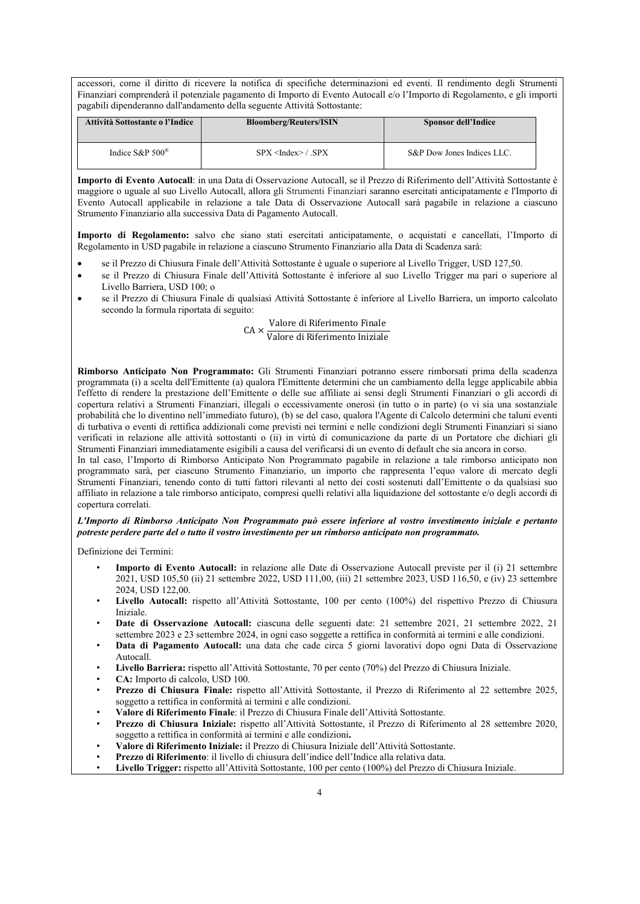accessori, come il diritto di ricevere la notifica di specifiche determinazioni ed eventi. Il rendimento degli Strumenti Finanziari comprenderà il potenziale pagamento di Importo di Evento Autocall e/o l'Importo di Regolamento, e gli importi pagabili dipenderanno dall'andamento della seguente Attività Sottostante:

| Attività Sottostante o l'Indice | Bloomberg/Reuters/ISIN | Sponsor dell'Indice |
|---|---|---|
| Indice S&P 500® | SPX <Index> / .SPX | S&P Dow Jones Indices LLC. |

**Importo di Evento Autocall**: in una Data di Osservazione Autocall, se il Prezzo di Riferimento dell'Attività Sottostante è maggiore o uguale al suo Livello Autocall, allora gli Strumenti Finanziari saranno esercitati anticipatamente e l'Importo di Evento Autocall applicabile in relazione a tale Data di Osservazione Autocall sarà pagabile in relazione a ciascuno Strumento Finanziario alla successiva Data di Pagamento Autocall.

**Importo di Regolamento:** salvo che siano stati esercitati anticipatamente, o acquistati e cancellati, l'Importo di Regolamento in USD pagabile in relazione a ciascuno Strumento Finanziario alla Data di Scadenza sarà:

- se il Prezzo di Chiusura Finale dell'Attività Sottostante è uguale o superiore al Livello Trigger, USD 127,50.
- se il Prezzo di Chiusura Finale dell'Attività Sottostante è inferiore al suo Livello Trigger ma pari o superiore al Livello Barriera, USD 100; o
- se il Prezzo di Chiusura Finale di qualsiasi Attività Sottostante è inferiore al Livello Barriera, un importo calcolato secondo la formula riportata di seguito:

$$\text{CA} \times \frac{\text{Valore di Riferimento Finale}}{\text{Valore di Riferimento Iniziale}}$$

**Rimborso Anticipato Non Programmato:** Gli Strumenti Finanziari potranno essere rimborsati prima della scadenza programmata (i) a scelta dell'Emittente (a) qualora l'Emittente determini che un cambiamento della legge applicabile abbia l'effetto di rendere la prestazione dell'Emittente o delle sue affiliate ai sensi degli Strumenti Finanziari o gli accordi di copertura relativi a Strumenti Finanziari, illegali o eccessivamente onerosi (in tutto o in parte) (o vi sia una sostanziale probabilità che lo diventino nell'immediato futuro), (b) se del caso, qualora l'Agente di Calcolo determini che taluni eventi di turbativa o eventi di rettifica addizionali come previsti nei termini e nelle condizioni degli Strumenti Finanziari si siano verificati in relazione alle attività sottostanti o (ii) in virtù di comunicazione da parte di un Portatore che dichiari gli Strumenti Finanziari immediatamente esigibili a causa del verificarsi di un evento di default che sia ancora in corso.
In tal caso, l'Importo di Rimborso Anticipato Non Programmato pagabile in relazione a tale rimborso anticipato non programmato sarà, per ciascuno Strumento Finanziario, un importo che rappresenta l'equo valore di mercato degli Strumenti Finanziari, tenendo conto di tutti fattori rilevanti al netto dei costi sostenuti dall'Emittente o da qualsiasi suo affiliato in relazione a tale rimborso anticipato, compresi quelli relativi alla liquidazione del sottostante e/o degli accordi di copertura correlati.

***L'Importo di Rimborso Anticipato Non Programmato può essere inferiore al vostro investimento iniziale e pertanto potreste perdere parte del o tutto il vostro investimento per un rimborso anticipato non programmato.***

Definizione dei Termini:

- **Importo di Evento Autocall:** in relazione alle Date di Osservazione Autocall previste per il (i) 21 settembre 2021, USD 105,50 (ii) 21 settembre 2022, USD 111,00, (iii) 21 settembre 2023, USD 116,50, e (iv) 23 settembre 2024, USD 122,00.
- **Livello Autocall:** rispetto all'Attività Sottostante, 100 per cento (100%) del rispettivo Prezzo di Chiusura Iniziale.
- **Date di Osservazione Autocall:** ciascuna delle seguenti date: 21 settembre 2021, 21 settembre 2022, 21 settembre 2023 e 23 settembre 2024, in ogni caso soggette a rettifica in conformità ai termini e alle condizioni.
- **Data di Pagamento Autocall:** una data che cade circa 5 giorni lavorativi dopo ogni Data di Osservazione Autocall.
- **Livello Barriera:** rispetto all'Attività Sottostante, 70 per cento (70%) del Prezzo di Chiusura Iniziale.
- **CA:** Importo di calcolo, USD 100.
- **Prezzo di Chiusura Finale:** rispetto all'Attività Sottostante, il Prezzo di Riferimento al 22 settembre 2025, soggetto a rettifica in conformità ai termini e alle condizioni.
- **Valore di Riferimento Finale**: il Prezzo di Chiusura Finale dell'Attività Sottostante.
- **Prezzo di Chiusura Iniziale:** rispetto all'Attività Sottostante, il Prezzo di Riferimento al 28 settembre 2020, soggetto a rettifica in conformità ai termini e alle condizioni**.**
- **Valore di Riferimento Iniziale:** il Prezzo di Chiusura Iniziale dell'Attività Sottostante.
- **Prezzo di Riferimento**: il livello di chiusura dell'indice dell'Indice alla relativa data.
- **Livello Trigger:** rispetto all'Attività Sottostante, 100 per cento (100%) del Prezzo di Chiusura Iniziale.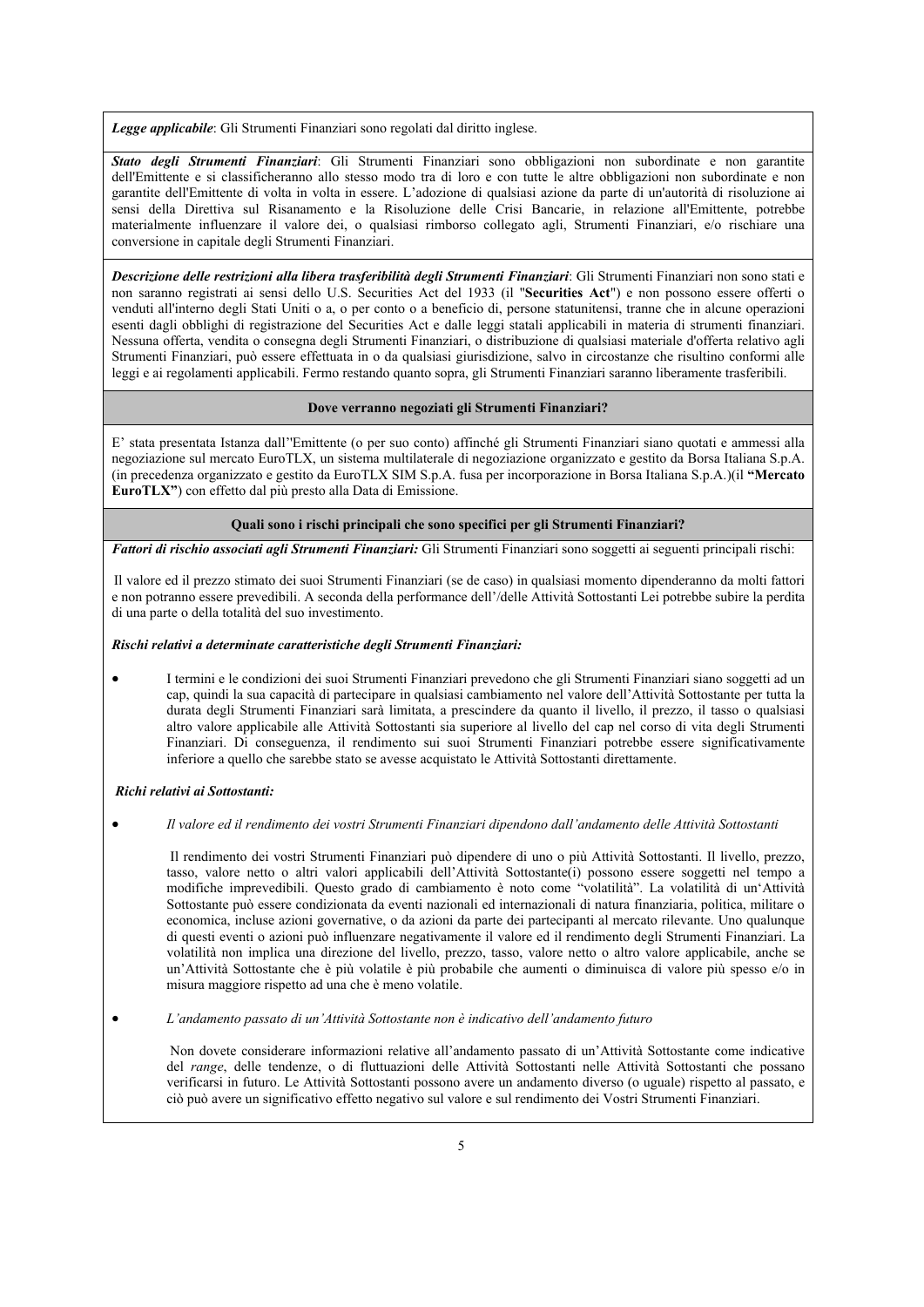***Legge applicabile***: Gli Strumenti Finanziari sono regolati dal diritto inglese.

***Stato degli Strumenti Finanziari***: Gli Strumenti Finanziari sono obbligazioni non subordinate e non garantite dell'Emittente e si classificheranno allo stesso modo tra di loro e con tutte le altre obbligazioni non subordinate e non garantite dell'Emittente di volta in volta in essere. L'adozione di qualsiasi azione da parte di un'autorità di risoluzione ai sensi della Direttiva sul Risanamento e la Risoluzione delle Crisi Bancarie, in relazione all'Emittente, potrebbe materialmente influenzare il valore dei, o qualsiasi rimborso collegato agli, Strumenti Finanziari, e/o rischiare una conversione in capitale degli Strumenti Finanziari.

***Descrizione delle restrizioni alla libera trasferibilità degli Strumenti Finanziari***: Gli Strumenti Finanziari non sono stati e non saranno registrati ai sensi dello U.S. Securities Act del 1933 (il "**Securities Act**") e non possono essere offerti o venduti all'interno degli Stati Uniti o a, o per conto o a beneficio di, persone statunitensi, tranne che in alcune operazioni esenti dagli obblighi di registrazione del Securities Act e dalle leggi statali applicabili in materia di strumenti finanziari. Nessuna offerta, vendita o consegna degli Strumenti Finanziari, o distribuzione di qualsiasi materiale d'offerta relativo agli Strumenti Finanziari, può essere effettuata in o da qualsiasi giurisdizione, salvo in circostanze che risultino conformi alle leggi e ai regolamenti applicabili. Fermo restando quanto sopra, gli Strumenti Finanziari saranno liberamente trasferibili.

**Dove verranno negoziati gli Strumenti Finanziari?**

E' stata presentata Istanza dall''Emittente (o per suo conto) affinché gli Strumenti Finanziari siano quotati e ammessi alla negoziazione sul mercato EuroTLX, un sistema multilaterale di negoziazione organizzato e gestito da Borsa Italiana S.p.A. (in precedenza organizzato e gestito da EuroTLX SIM S.p.A. fusa per incorporazione in Borsa Italiana S.p.A.)(il **"Mercato EuroTLX"**) con effetto dal più presto alla Data di Emissione.

**Quali sono i rischi principali che sono specifici per gli Strumenti Finanziari?**

***Fattori di rischio associati agli Strumenti Finanziari:*** Gli Strumenti Finanziari sono soggetti ai seguenti principali rischi:

Il valore ed il prezzo stimato dei suoi Strumenti Finanziari (se de caso) in qualsiasi momento dipenderanno da molti fattori e non potranno essere prevedibili. A seconda della performance dell'/delle Attività Sottostanti Lei potrebbe subire la perdita di una parte o della totalità del suo investimento.

***Rischi relativi a determinate caratteristiche degli Strumenti Finanziari:***

- I termini e le condizioni dei suoi Strumenti Finanziari prevedono che gli Strumenti Finanziari siano soggetti ad un cap, quindi la sua capacità di partecipare in qualsiasi cambiamento nel valore dell'Attività Sottostante per tutta la durata degli Strumenti Finanziari sarà limitata, a prescindere da quanto il livello, il prezzo, il tasso o qualsiasi altro valore applicabile alle Attività Sottostanti sia superiore al livello del cap nel corso di vita degli Strumenti Finanziari. Di conseguenza, il rendimento sui suoi Strumenti Finanziari potrebbe essere significativamente inferiore a quello che sarebbe stato se avesse acquistato le Attività Sottostanti direttamente.

***Richi relativi ai Sottostanti:***

- *Il valore ed il rendimento dei vostri Strumenti Finanziari dipendono dall'andamento delle Attività Sottostanti*

  Il rendimento dei vostri Strumenti Finanziari può dipendere di uno o più Attività Sottostanti. Il livello, prezzo, tasso, valore netto o altri valori applicabili dell'Attività Sottostante(i) possono essere soggetti nel tempo a modifiche imprevedibili. Questo grado di cambiamento è noto come "volatilità". La volatilità di un'Attività Sottostante può essere condizionata da eventi nazionali ed internazionali di natura finanziaria, politica, militare o economica, incluse azioni governative, o da azioni da parte dei partecipanti al mercato rilevante. Uno qualunque di questi eventi o azioni può influenzare negativamente il valore ed il rendimento degli Strumenti Finanziari. La volatilità non implica una direzione del livello, prezzo, tasso, valore netto o altro valore applicabile, anche se un'Attività Sottostante che è più volatile è più probabile che aumenti o diminuisca di valore più spesso e/o in misura maggiore rispetto ad una che è meno volatile.

- *L'andamento passato di un'Attività Sottostante non è indicativo dell'andamento futuro*

  Non dovete considerare informazioni relative all'andamento passato di un'Attività Sottostante come indicative del *range*, delle tendenze, o di fluttuazioni delle Attività Sottostanti nelle Attività Sottostanti che possano verificarsi in futuro. Le Attività Sottostanti possono avere un andamento diverso (o uguale) rispetto al passato, e ciò può avere un significativo effetto negativo sul valore e sul rendimento dei Vostri Strumenti Finanziari.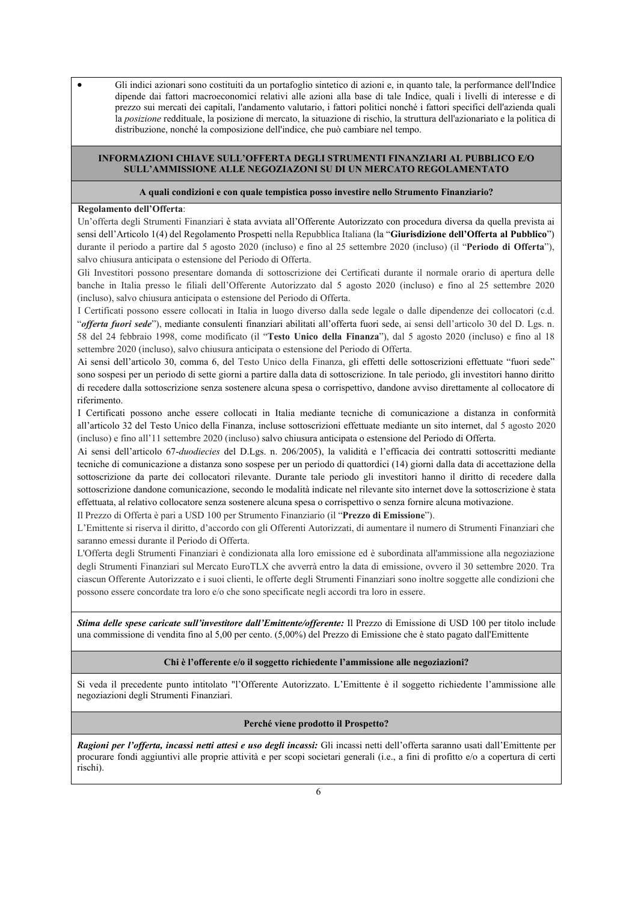- Gli indici azionari sono costituiti da un portafoglio sintetico di azioni e, in quanto tale, la performance dell'Indice dipende dai fattori macroeconomici relativi alle azioni alla base di tale Indice, quali i livelli di interesse e di prezzo sui mercati dei capitali, l'andamento valutario, i fattori politici nonché i fattori specifici dell'azienda quali la *posizione* reddituale, la posizione di mercato, la situazione di rischio, la struttura dell'azionariato e la politica di distribuzione, nonché la composizione dell'indice, che può cambiare nel tempo.

## INFORMAZIONI CHIAVE SULL'OFFERTA DEGLI STRUMENTI FINANZIARI AL PUBBLICO E/O SULL'AMMISSIONE ALLE NEGOZIAZONI SU DI UN MERCATO REGOLAMENTATO

### A quali condizioni e con quale tempistica posso investire nello Strumento Finanziario?

**Regolamento dell'Offerta**:

Un'offerta degli Strumenti Finanziari è stata avviata all'Offerente Autorizzato con procedura diversa da quella prevista ai sensi dell'Articolo 1(4) del Regolamento Prospetti nella Repubblica Italiana (la "**Giurisdizione dell'Offerta al Pubblico**") durante il periodo a partire dal 5 agosto 2020 (incluso) e fino al 25 settembre 2020 (incluso) (il "**Periodo di Offerta**"), salvo chiusura anticipata o estensione del Periodo di Offerta.

Gli Investitori possono presentare domanda di sottoscrizione dei Certificati durante il normale orario di apertura delle banche in Italia presso le filiali dell'Offerente Autorizzato dal 5 agosto 2020 (incluso) e fino al 25 settembre 2020 (incluso), salvo chiusura anticipata o estensione del Periodo di Offerta.

I Certificati possono essere collocati in Italia in luogo diverso dalla sede legale o dalle dipendenze dei collocatori (c.d. "***offerta fuori sede***"), mediante consulenti finanziari abilitati all'offerta fuori sede, ai sensi dell'articolo 30 del D. Lgs. n. 58 del 24 febbraio 1998, come modificato (il "**Testo Unico della Finanza**"), dal 5 agosto 2020 (incluso) e fino al 18 settembre 2020 (incluso), salvo chiusura anticipata o estensione del Periodo di Offerta.

Ai sensi dell'articolo 30, comma 6, del Testo Unico della Finanza, gli effetti delle sottoscrizioni effettuate "fuori sede" sono sospesi per un periodo di sette giorni a partire dalla data di sottoscrizione. In tale periodo, gli investitori hanno diritto di recedere dalla sottoscrizione senza sostenere alcuna spesa o corrispettivo, dandone avviso direttamente al collocatore di riferimento.

I Certificati possono anche essere collocati in Italia mediante tecniche di comunicazione a distanza in conformità all'articolo 32 del Testo Unico della Finanza, incluse sottoscrizioni effettuate mediante un sito internet, dal 5 agosto 2020 (incluso) e fino all'11 settembre 2020 (incluso) salvo chiusura anticipata o estensione del Periodo di Offerta.

Ai sensi dell'articolo 67-*duodiecies* del D.Lgs. n. 206/2005), la validità e l'efficacia dei contratti sottoscritti mediante tecniche di comunicazione a distanza sono sospese per un periodo di quattordici (14) giorni dalla data di accettazione della sottoscrizione da parte dei collocatori rilevante. Durante tale periodo gli investitori hanno il diritto di recedere dalla sottoscrizione dandone comunicazione, secondo le modalità indicate nel rilevante sito internet dove la sottoscrizione è stata effettuata, al relativo collocatore senza sostenere alcuna spesa o corrispettivo o senza fornire alcuna motivazione.

Il Prezzo di Offerta è pari a USD 100 per Strumento Finanziario (il "**Prezzo di Emissione**").

L'Emittente si riserva il diritto, d'accordo con gli Offerenti Autorizzati, di aumentare il numero di Strumenti Finanziari che saranno emessi durante il Periodo di Offerta.

L'Offerta degli Strumenti Finanziari è condizionata alla loro emissione ed è subordinata all'ammissione alla negoziazione degli Strumenti Finanziari sul Mercato EuroTLX che avverrà entro la data di emissione, ovvero il 30 settembre 2020. Tra ciascun Offerente Autorizzato e i suoi clienti, le offerte degli Strumenti Finanziari sono inoltre soggette alle condizioni che possono essere concordate tra loro e/o che sono specificate negli accordi tra loro in essere.

***Stima delle spese caricate sull'investitore dall'Emittente/offerente:*** Il Prezzo di Emissione di USD 100 per titolo include una commissione di vendita fino al 5,00 per cento. (5,00%) del Prezzo di Emissione che è stato pagato dall'Emittente

### Chi è l'offerente e/o il soggetto richiedente l'ammissione alle negoziazioni?

Si veda il precedente punto intitolato "l'Offerente Autorizzato. L'Emittente è il soggetto richiedente l'ammissione alle negoziazioni degli Strumenti Finanziari.

### Perché viene prodotto il Prospetto?

***Ragioni per l'offerta, incassi netti attesi e uso degli incassi:*** Gli incassi netti dell'offerta saranno usati dall'Emittente per procurare fondi aggiuntivi alle proprie attività e per scopi societari generali (i.e., a fini di profitto e/o a copertura di certi rischi).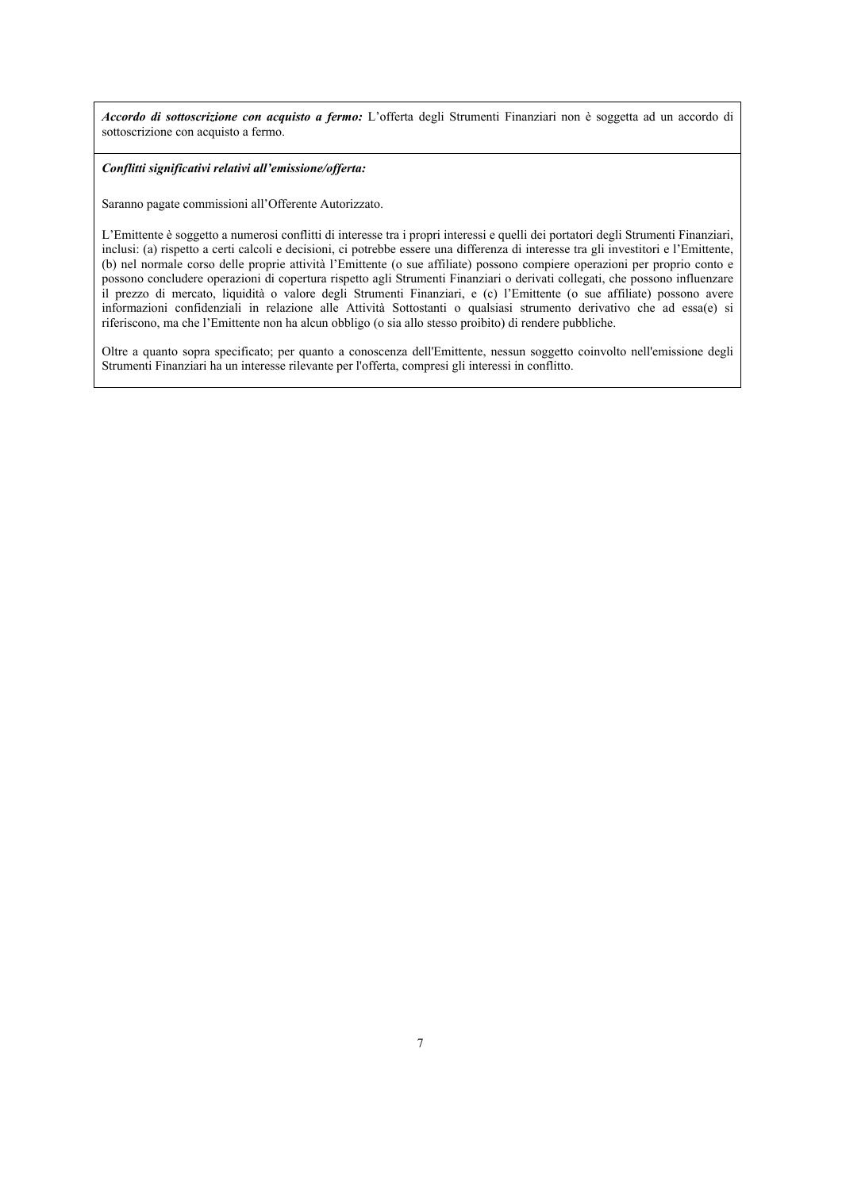***Accordo di sottoscrizione con acquisto a fermo:*** L'offerta degli Strumenti Finanziari non è soggetta ad un accordo di sottoscrizione con acquisto a fermo.

***Conflitti significativi relativi all'emissione/offerta:***

Saranno pagate commissioni all'Offerente Autorizzato.

L'Emittente è soggetto a numerosi conflitti di interesse tra i propri interessi e quelli dei portatori degli Strumenti Finanziari, inclusi: (a) rispetto a certi calcoli e decisioni, ci potrebbe essere una differenza di interesse tra gli investitori e l'Emittente, (b) nel normale corso delle proprie attività l'Emittente (o sue affiliate) possono compiere operazioni per proprio conto e possono concludere operazioni di copertura rispetto agli Strumenti Finanziari o derivati collegati, che possono influenzare il prezzo di mercato, liquidità o valore degli Strumenti Finanziari, e (c) l'Emittente (o sue affiliate) possono avere informazioni confidenziali in relazione alle Attività Sottostanti o qualsiasi strumento derivativo che ad essa(e) si riferiscono, ma che l'Emittente non ha alcun obbligo (o sia allo stesso proibito) di rendere pubbliche.

Oltre a quanto sopra specificato; per quanto a conoscenza dell'Emittente, nessun soggetto coinvolto nell'emissione degli Strumenti Finanziari ha un interesse rilevante per l'offerta, compresi gli interessi in conflitto.